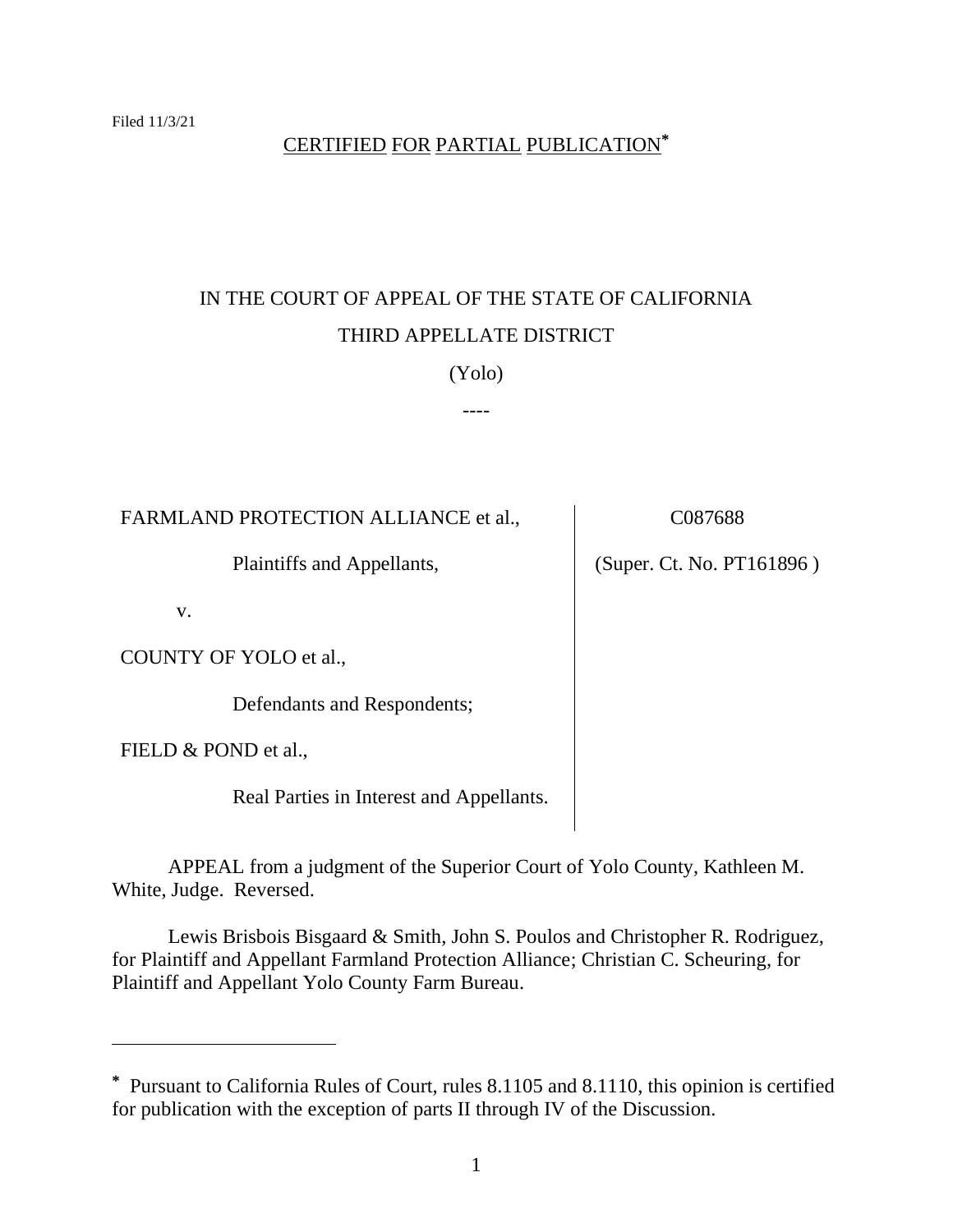Filed 11/3/21

CERTIFIED FOR PARTIAL PUBLICATION[*]

IN THE COURT OF APPEAL OF THE STATE OF CALIFORNIA

THIRD APPELLATE DISTRICT

(Yolo)

----

| | |
|---|---|
| FARMLAND PROTECTION ALLIANCE et al., | C087688 |
| Plaintiffs and Appellants, | (Super. Ct. No. PT161896 ) |
| v. | |
| COUNTY OF YOLO et al., | |
| Defendants and Respondents; | |
| FIELD & POND et al., | |
| Real Parties in Interest and Appellants. | |

APPEAL from a judgment of the Superior Court of Yolo County, Kathleen M. White, Judge. Reversed.

Lewis Brisbois Bisgaard & Smith, John S. Poulos and Christopher R. Rodriguez, for Plaintiff and Appellant Farmland Protection Alliance; Christian C. Scheuring, for Plaintiff and Appellant Yolo County Farm Bureau.

---

[*] Pursuant to California Rules of Court, rules 8.1105 and 8.1110, this opinion is certified for publication with the exception of parts II through IV of the Discussion.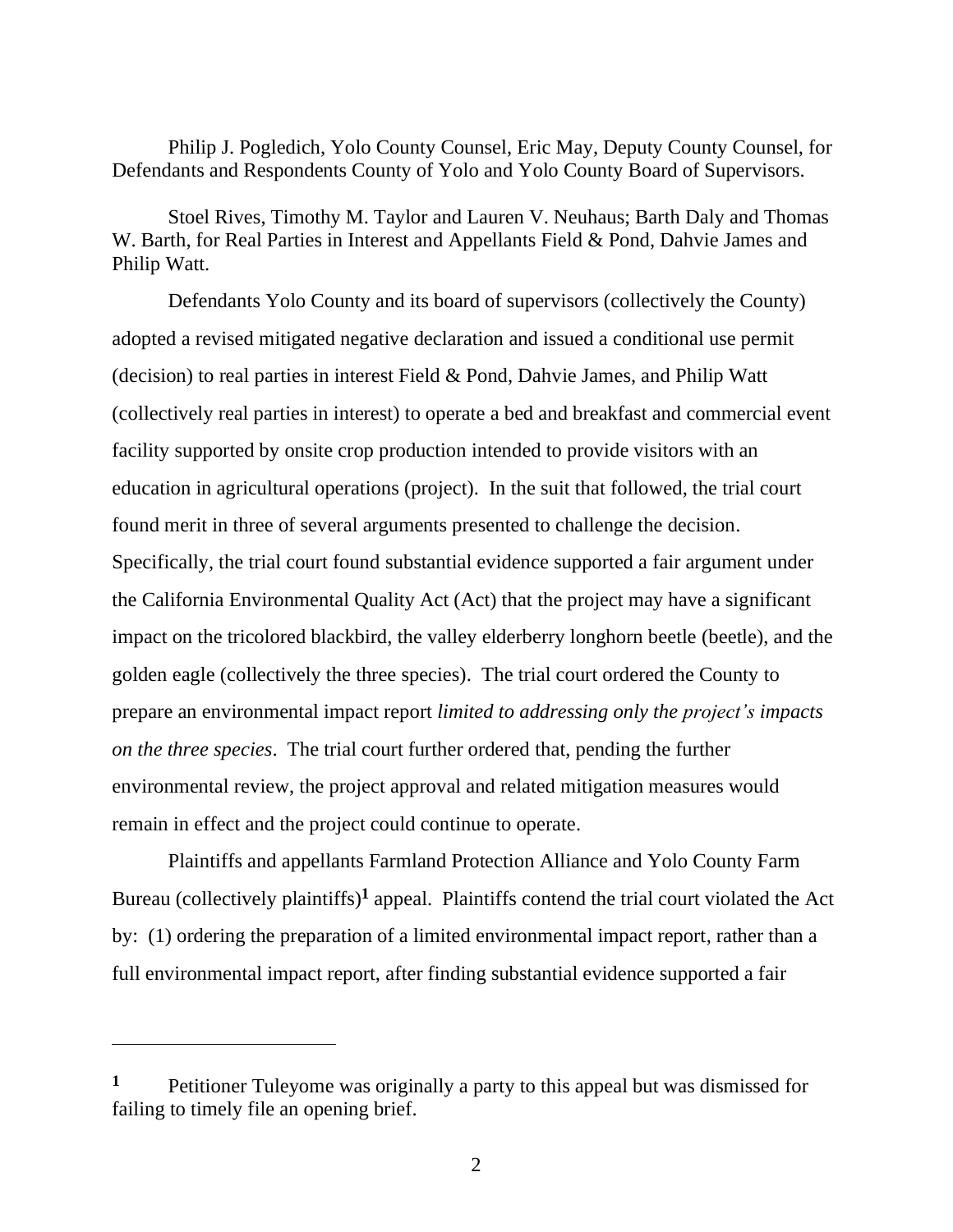Philip J. Pogledich, Yolo County Counsel, Eric May, Deputy County Counsel, for Defendants and Respondents County of Yolo and Yolo County Board of Supervisors.

Stoel Rives, Timothy M. Taylor and Lauren V. Neuhaus; Barth Daly and Thomas W. Barth, for Real Parties in Interest and Appellants Field & Pond, Dahvie James and Philip Watt.

Defendants Yolo County and its board of supervisors (collectively the County) adopted a revised mitigated negative declaration and issued a conditional use permit (decision) to real parties in interest Field & Pond, Dahvie James, and Philip Watt (collectively real parties in interest) to operate a bed and breakfast and commercial event facility supported by onsite crop production intended to provide visitors with an education in agricultural operations (project). In the suit that followed, the trial court found merit in three of several arguments presented to challenge the decision. Specifically, the trial court found substantial evidence supported a fair argument under the California Environmental Quality Act (Act) that the project may have a significant impact on the tricolored blackbird, the valley elderberry longhorn beetle (beetle), and the golden eagle (collectively the three species). The trial court ordered the County to prepare an environmental impact report *limited to addressing only the project's impacts on the three species*. The trial court further ordered that, pending the further environmental review, the project approval and related mitigation measures would remain in effect and the project could continue to operate.

Plaintiffs and appellants Farmland Protection Alliance and Yolo County Farm Bureau (collectively plaintiffs)[1] appeal. Plaintiffs contend the trial court violated the Act by: (1) ordering the preparation of a limited environmental impact report, rather than a full environmental impact report, after finding substantial evidence supported a fair

---

[1] Petitioner Tuleyome was originally a party to this appeal but was dismissed for failing to timely file an opening brief.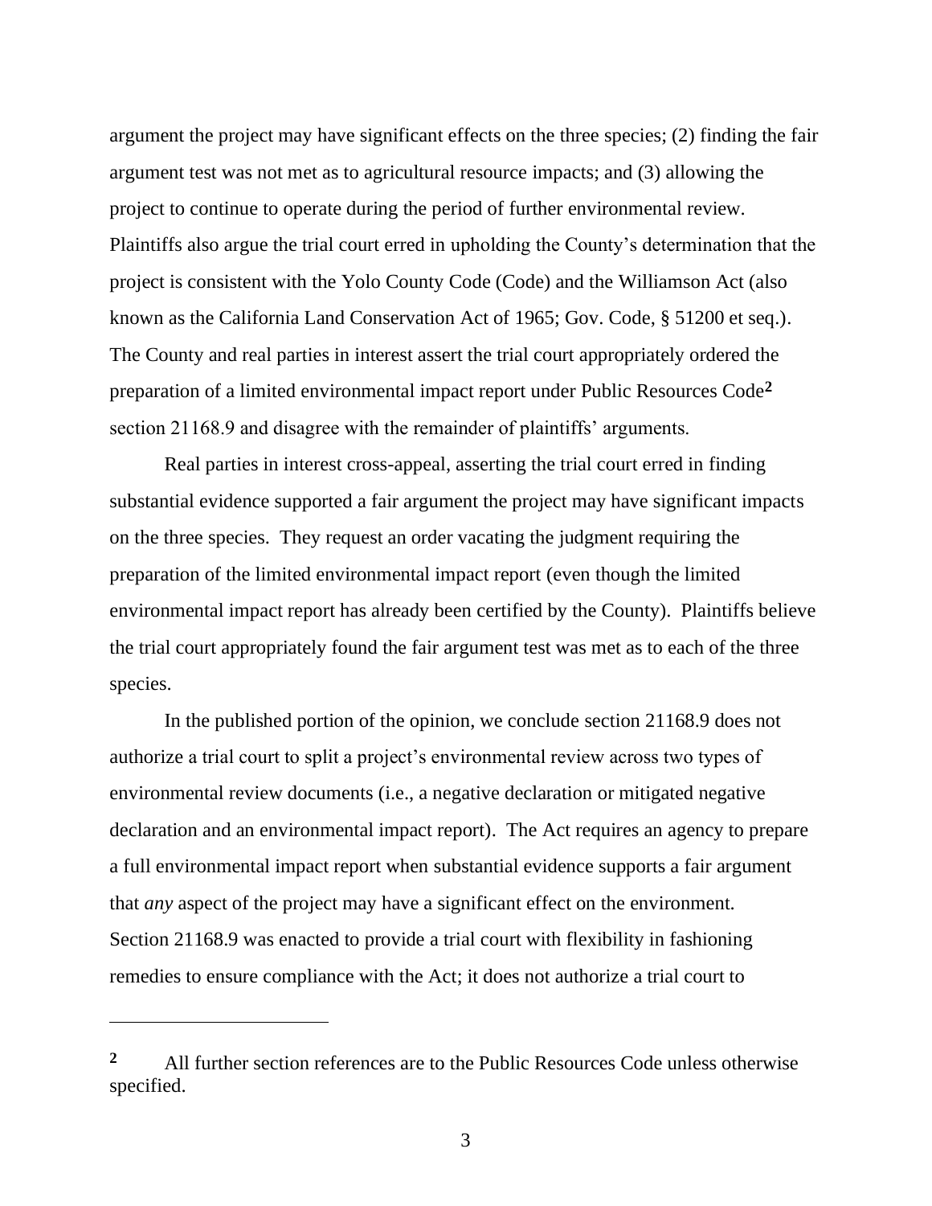argument the project may have significant effects on the three species; (2) finding the fair argument test was not met as to agricultural resource impacts; and (3) allowing the project to continue to operate during the period of further environmental review. Plaintiffs also argue the trial court erred in upholding the County's determination that the project is consistent with the Yolo County Code (Code) and the Williamson Act (also known as the California Land Conservation Act of 1965; Gov. Code, § 51200 et seq.). The County and real parties in interest assert the trial court appropriately ordered the preparation of a limited environmental impact report under Public Resources Code[2] section 21168.9 and disagree with the remainder of plaintiffs' arguments.

Real parties in interest cross-appeal, asserting the trial court erred in finding substantial evidence supported a fair argument the project may have significant impacts on the three species. They request an order vacating the judgment requiring the preparation of the limited environmental impact report (even though the limited environmental impact report has already been certified by the County). Plaintiffs believe the trial court appropriately found the fair argument test was met as to each of the three species.

In the published portion of the opinion, we conclude section 21168.9 does not authorize a trial court to split a project's environmental review across two types of environmental review documents (i.e., a negative declaration or mitigated negative declaration and an environmental impact report). The Act requires an agency to prepare a full environmental impact report when substantial evidence supports a fair argument that *any* aspect of the project may have a significant effect on the environment. Section 21168.9 was enacted to provide a trial court with flexibility in fashioning remedies to ensure compliance with the Act; it does not authorize a trial court to

---

[2] All further section references are to the Public Resources Code unless otherwise specified.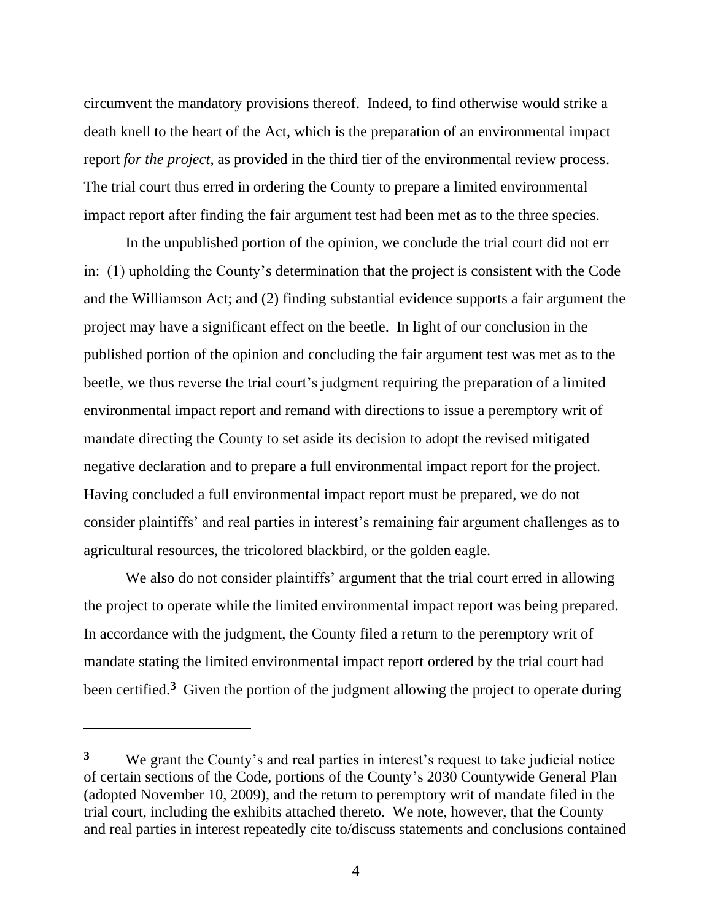circumvent the mandatory provisions thereof. Indeed, to find otherwise would strike a death knell to the heart of the Act, which is the preparation of an environmental impact report *for the project*, as provided in the third tier of the environmental review process. The trial court thus erred in ordering the County to prepare a limited environmental impact report after finding the fair argument test had been met as to the three species.

In the unpublished portion of the opinion, we conclude the trial court did not err in: (1) upholding the County's determination that the project is consistent with the Code and the Williamson Act; and (2) finding substantial evidence supports a fair argument the project may have a significant effect on the beetle. In light of our conclusion in the published portion of the opinion and concluding the fair argument test was met as to the beetle, we thus reverse the trial court's judgment requiring the preparation of a limited environmental impact report and remand with directions to issue a peremptory writ of mandate directing the County to set aside its decision to adopt the revised mitigated negative declaration and to prepare a full environmental impact report for the project. Having concluded a full environmental impact report must be prepared, we do not consider plaintiffs' and real parties in interest's remaining fair argument challenges as to agricultural resources, the tricolored blackbird, or the golden eagle.

We also do not consider plaintiffs' argument that the trial court erred in allowing the project to operate while the limited environmental impact report was being prepared. In accordance with the judgment, the County filed a return to the peremptory writ of mandate stating the limited environmental impact report ordered by the trial court had been certified.[3] Given the portion of the judgment allowing the project to operate during

---

[3] We grant the County's and real parties in interest's request to take judicial notice of certain sections of the Code, portions of the County's 2030 Countywide General Plan (adopted November 10, 2009), and the return to peremptory writ of mandate filed in the trial court, including the exhibits attached thereto. We note, however, that the County and real parties in interest repeatedly cite to/discuss statements and conclusions contained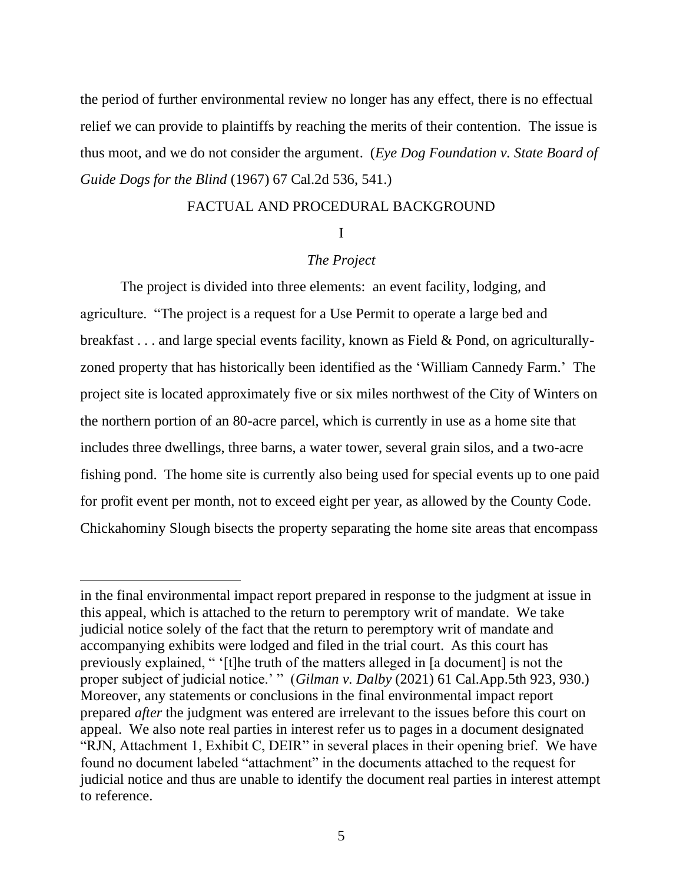the period of further environmental review no longer has any effect, there is no effectual relief we can provide to plaintiffs by reaching the merits of their contention. The issue is thus moot, and we do not consider the argument. (*Eye Dog Foundation v. State Board of Guide Dogs for the Blind* (1967) 67 Cal.2d 536, 541.)

## FACTUAL AND PROCEDURAL BACKGROUND

### I

### *The Project*

The project is divided into three elements: an event facility, lodging, and agriculture. "The project is a request for a Use Permit to operate a large bed and breakfast . . . and large special events facility, known as Field & Pond, on agriculturally-zoned property that has historically been identified as the 'William Cannedy Farm.' The project site is located approximately five or six miles northwest of the City of Winters on the northern portion of an 80-acre parcel, which is currently in use as a home site that includes three dwellings, three barns, a water tower, several grain silos, and a two-acre fishing pond. The home site is currently also being used for special events up to one paid for profit event per month, not to exceed eight per year, as allowed by the County Code. Chickahominy Slough bisects the property separating the home site areas that encompass

---

in the final environmental impact report prepared in response to the judgment at issue in this appeal, which is attached to the return to peremptory writ of mandate. We take judicial notice solely of the fact that the return to peremptory writ of mandate and accompanying exhibits were lodged and filed in the trial court. As this court has previously explained, " '[t]he truth of the matters alleged in [a document] is not the proper subject of judicial notice.' " (*Gilman v. Dalby* (2021) 61 Cal.App.5th 923, 930.) Moreover, any statements or conclusions in the final environmental impact report prepared *after* the judgment was entered are irrelevant to the issues before this court on appeal. We also note real parties in interest refer us to pages in a document designated "RJN, Attachment 1, Exhibit C, DEIR" in several places in their opening brief. We have found no document labeled "attachment" in the documents attached to the request for judicial notice and thus are unable to identify the document real parties in interest attempt to reference.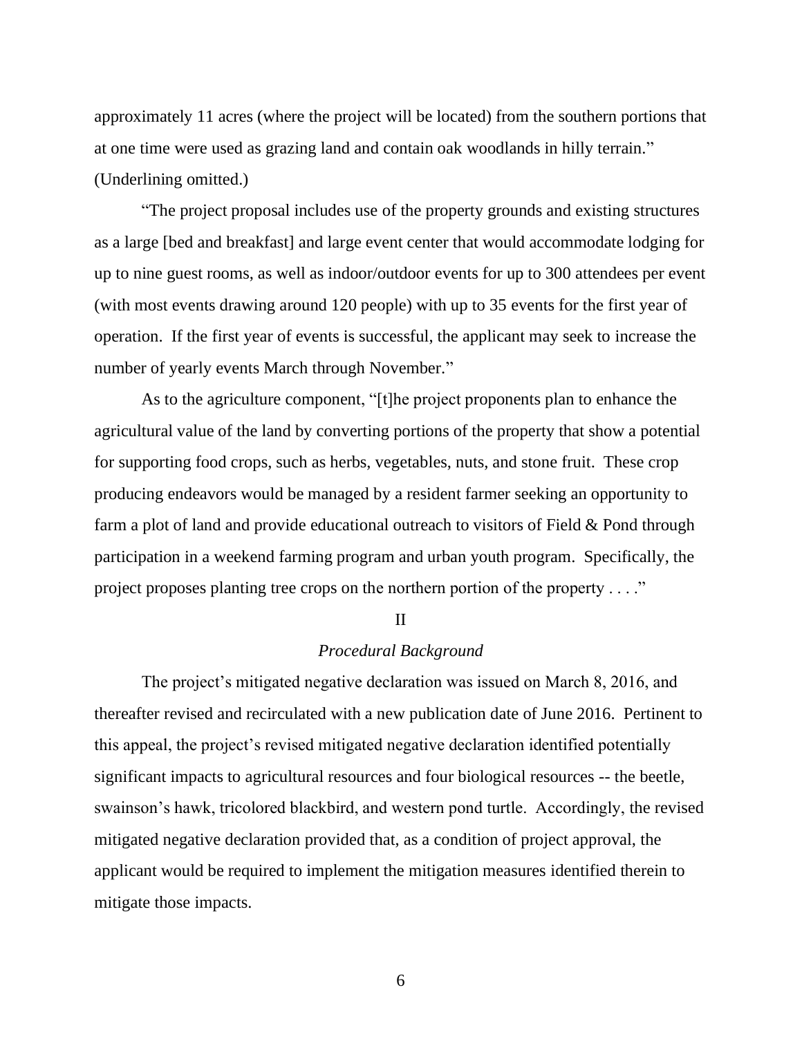approximately 11 acres (where the project will be located) from the southern portions that at one time were used as grazing land and contain oak woodlands in hilly terrain." (Underlining omitted.)

"The project proposal includes use of the property grounds and existing structures as a large [bed and breakfast] and large event center that would accommodate lodging for up to nine guest rooms, as well as indoor/outdoor events for up to 300 attendees per event (with most events drawing around 120 people) with up to 35 events for the first year of operation. If the first year of events is successful, the applicant may seek to increase the number of yearly events March through November."

As to the agriculture component, "[t]he project proponents plan to enhance the agricultural value of the land by converting portions of the property that show a potential for supporting food crops, such as herbs, vegetables, nuts, and stone fruit. These crop producing endeavors would be managed by a resident farmer seeking an opportunity to farm a plot of land and provide educational outreach to visitors of Field & Pond through participation in a weekend farming program and urban youth program. Specifically, the project proposes planting tree crops on the northern portion of the property . . . ."

II

*Procedural Background*

The project's mitigated negative declaration was issued on March 8, 2016, and thereafter revised and recirculated with a new publication date of June 2016. Pertinent to this appeal, the project's revised mitigated negative declaration identified potentially significant impacts to agricultural resources and four biological resources -- the beetle, swainson's hawk, tricolored blackbird, and western pond turtle. Accordingly, the revised mitigated negative declaration provided that, as a condition of project approval, the applicant would be required to implement the mitigation measures identified therein to mitigate those impacts.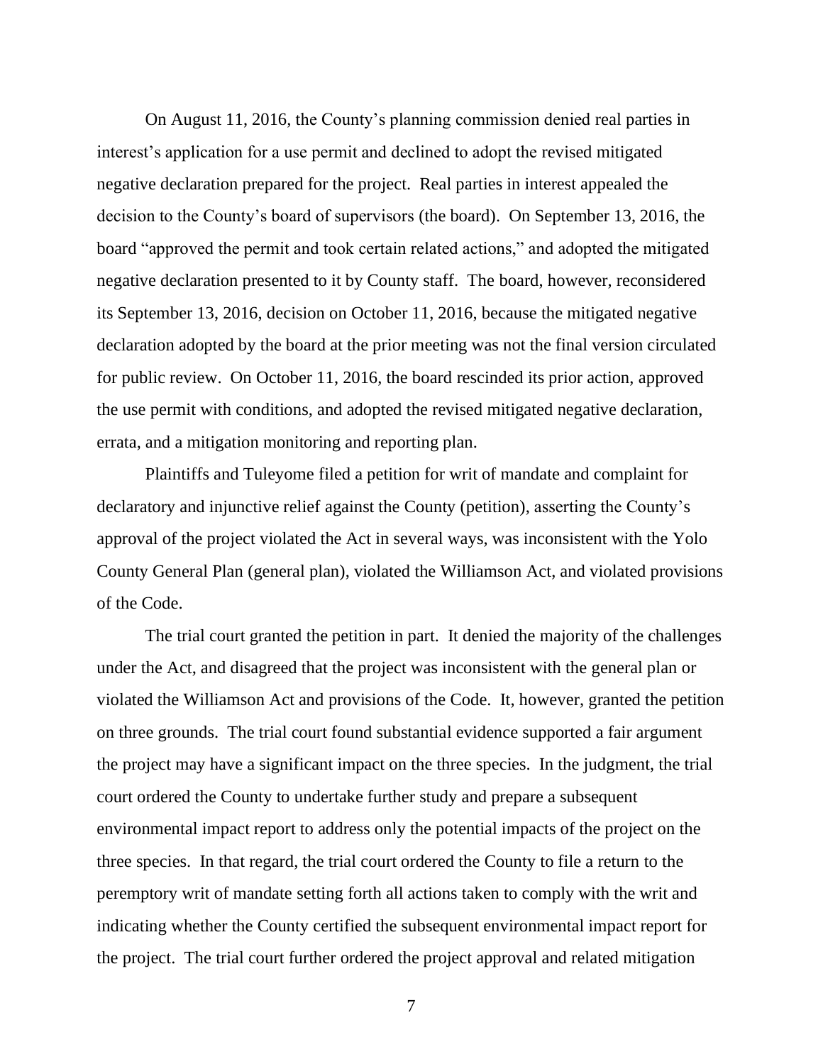On August 11, 2016, the County's planning commission denied real parties in interest's application for a use permit and declined to adopt the revised mitigated negative declaration prepared for the project. Real parties in interest appealed the decision to the County's board of supervisors (the board). On September 13, 2016, the board "approved the permit and took certain related actions," and adopted the mitigated negative declaration presented to it by County staff. The board, however, reconsidered its September 13, 2016, decision on October 11, 2016, because the mitigated negative declaration adopted by the board at the prior meeting was not the final version circulated for public review. On October 11, 2016, the board rescinded its prior action, approved the use permit with conditions, and adopted the revised mitigated negative declaration, errata, and a mitigation monitoring and reporting plan.

Plaintiffs and Tuleyome filed a petition for writ of mandate and complaint for declaratory and injunctive relief against the County (petition), asserting the County's approval of the project violated the Act in several ways, was inconsistent with the Yolo County General Plan (general plan), violated the Williamson Act, and violated provisions of the Code.

The trial court granted the petition in part. It denied the majority of the challenges under the Act, and disagreed that the project was inconsistent with the general plan or violated the Williamson Act and provisions of the Code. It, however, granted the petition on three grounds. The trial court found substantial evidence supported a fair argument the project may have a significant impact on the three species. In the judgment, the trial court ordered the County to undertake further study and prepare a subsequent environmental impact report to address only the potential impacts of the project on the three species. In that regard, the trial court ordered the County to file a return to the peremptory writ of mandate setting forth all actions taken to comply with the writ and indicating whether the County certified the subsequent environmental impact report for the project. The trial court further ordered the project approval and related mitigation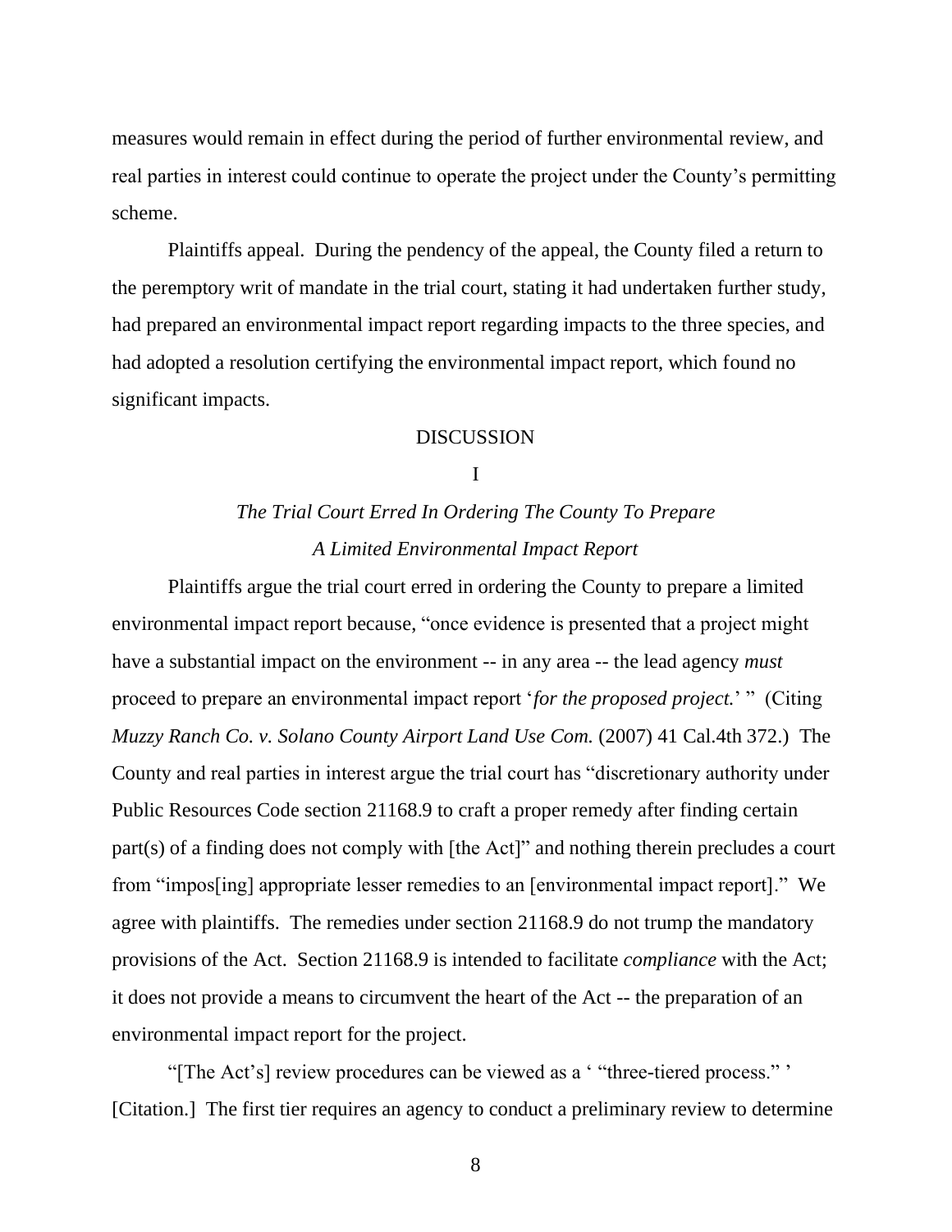measures would remain in effect during the period of further environmental review, and real parties in interest could continue to operate the project under the County's permitting scheme.

Plaintiffs appeal. During the pendency of the appeal, the County filed a return to the peremptory writ of mandate in the trial court, stating it had undertaken further study, had prepared an environmental impact report regarding impacts to the three species, and had adopted a resolution certifying the environmental impact report, which found no significant impacts.

## DISCUSSION

### I

### *The Trial Court Erred In Ordering The County To Prepare A Limited Environmental Impact Report*

Plaintiffs argue the trial court erred in ordering the County to prepare a limited environmental impact report because, "once evidence is presented that a project might have a substantial impact on the environment -- in any area -- the lead agency *must* proceed to prepare an environmental impact report '*for the proposed project.*' " (Citing *Muzzy Ranch Co. v. Solano County Airport Land Use Com.* (2007) 41 Cal.4th 372.) The County and real parties in interest argue the trial court has "discretionary authority under Public Resources Code section 21168.9 to craft a proper remedy after finding certain part(s) of a finding does not comply with [the Act]" and nothing therein precludes a court from "impos[ing] appropriate lesser remedies to an [environmental impact report]." We agree with plaintiffs. The remedies under section 21168.9 do not trump the mandatory provisions of the Act. Section 21168.9 is intended to facilitate *compliance* with the Act; it does not provide a means to circumvent the heart of the Act -- the preparation of an environmental impact report for the project.

"[The Act's] review procedures can be viewed as a ' "three-tiered process." ' [Citation.] The first tier requires an agency to conduct a preliminary review to determine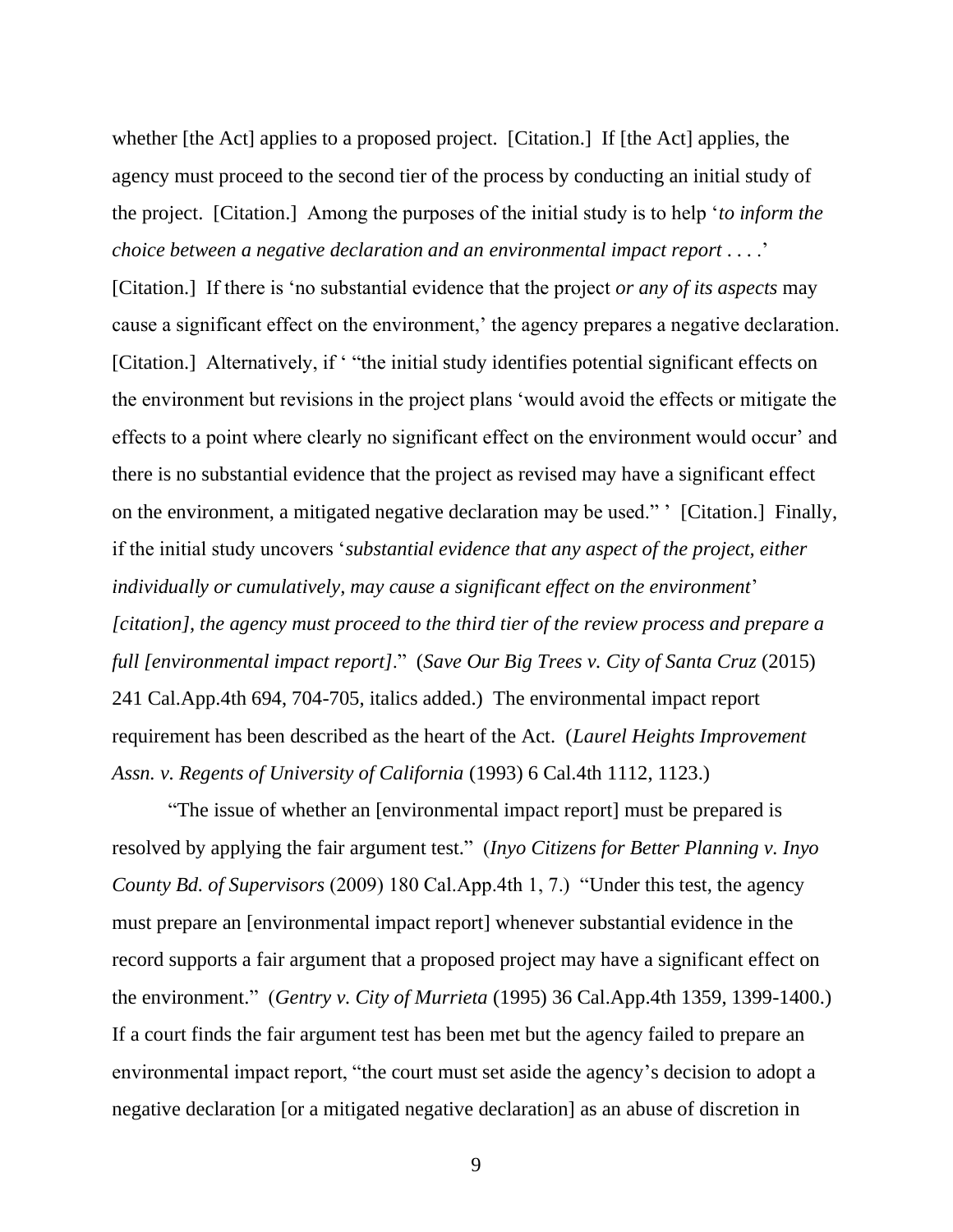whether [the Act] applies to a proposed project. [Citation.] If [the Act] applies, the agency must proceed to the second tier of the process by conducting an initial study of the project. [Citation.] Among the purposes of the initial study is to help '*to inform the choice between a negative declaration and an environmental impact report* . . . .' [Citation.] If there is 'no substantial evidence that the project *or any of its aspects* may cause a significant effect on the environment,' the agency prepares a negative declaration. [Citation.] Alternatively, if ' "the initial study identifies potential significant effects on the environment but revisions in the project plans 'would avoid the effects or mitigate the effects to a point where clearly no significant effect on the environment would occur' and there is no substantial evidence that the project as revised may have a significant effect on the environment, a mitigated negative declaration may be used." ' [Citation.] Finally, if the initial study uncovers '*substantial evidence that any aspect of the project, either individually or cumulatively, may cause a significant effect on the environment*' *[citation], the agency must proceed to the third tier of the review process and prepare a full [environmental impact report]*." (*Save Our Big Trees v. City of Santa Cruz* (2015) 241 Cal.App.4th 694, 704-705, italics added.) The environmental impact report requirement has been described as the heart of the Act. (*Laurel Heights Improvement Assn. v. Regents of University of California* (1993) 6 Cal.4th 1112, 1123.)

"The issue of whether an [environmental impact report] must be prepared is resolved by applying the fair argument test." (*Inyo Citizens for Better Planning v. Inyo County Bd. of Supervisors* (2009) 180 Cal.App.4th 1, 7.) "Under this test, the agency must prepare an [environmental impact report] whenever substantial evidence in the record supports a fair argument that a proposed project may have a significant effect on the environment." (*Gentry v. City of Murrieta* (1995) 36 Cal.App.4th 1359, 1399-1400.) If a court finds the fair argument test has been met but the agency failed to prepare an environmental impact report, "the court must set aside the agency's decision to adopt a negative declaration [or a mitigated negative declaration] as an abuse of discretion in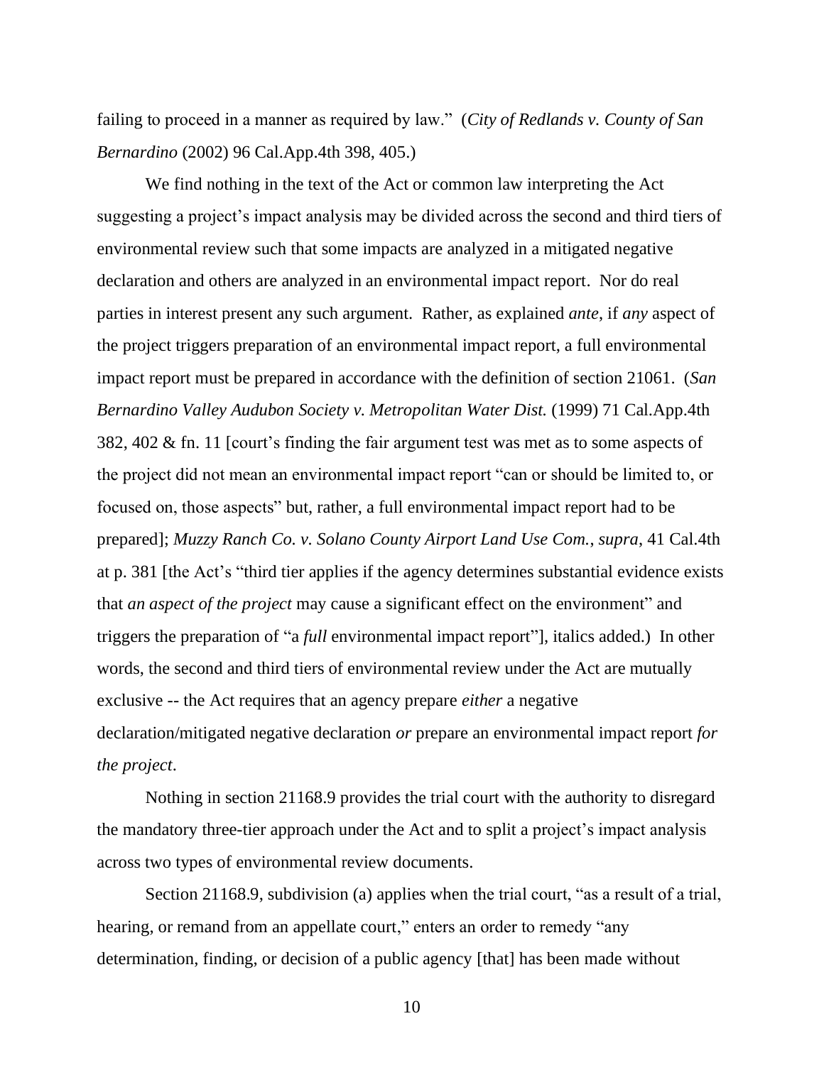failing to proceed in a manner as required by law." (*City of Redlands v. County of San Bernardino* (2002) 96 Cal.App.4th 398, 405.)

We find nothing in the text of the Act or common law interpreting the Act suggesting a project's impact analysis may be divided across the second and third tiers of environmental review such that some impacts are analyzed in a mitigated negative declaration and others are analyzed in an environmental impact report. Nor do real parties in interest present any such argument. Rather, as explained *ante*, if *any* aspect of the project triggers preparation of an environmental impact report, a full environmental impact report must be prepared in accordance with the definition of section 21061. (*San Bernardino Valley Audubon Society v. Metropolitan Water Dist.* (1999) 71 Cal.App.4th 382, 402 & fn. 11 [court's finding the fair argument test was met as to some aspects of the project did not mean an environmental impact report "can or should be limited to, or focused on, those aspects" but, rather, a full environmental impact report had to be prepared]; *Muzzy Ranch Co. v. Solano County Airport Land Use Com.*, *supra*, 41 Cal.4th at p. 381 [the Act's "third tier applies if the agency determines substantial evidence exists that *an aspect of the project* may cause a significant effect on the environment" and triggers the preparation of "a *full* environmental impact report"], italics added.) In other words, the second and third tiers of environmental review under the Act are mutually exclusive -- the Act requires that an agency prepare *either* a negative declaration/mitigated negative declaration *or* prepare an environmental impact report *for the project*.

Nothing in section 21168.9 provides the trial court with the authority to disregard the mandatory three-tier approach under the Act and to split a project's impact analysis across two types of environmental review documents.

Section 21168.9, subdivision (a) applies when the trial court, "as a result of a trial, hearing, or remand from an appellate court," enters an order to remedy "any determination, finding, or decision of a public agency [that] has been made without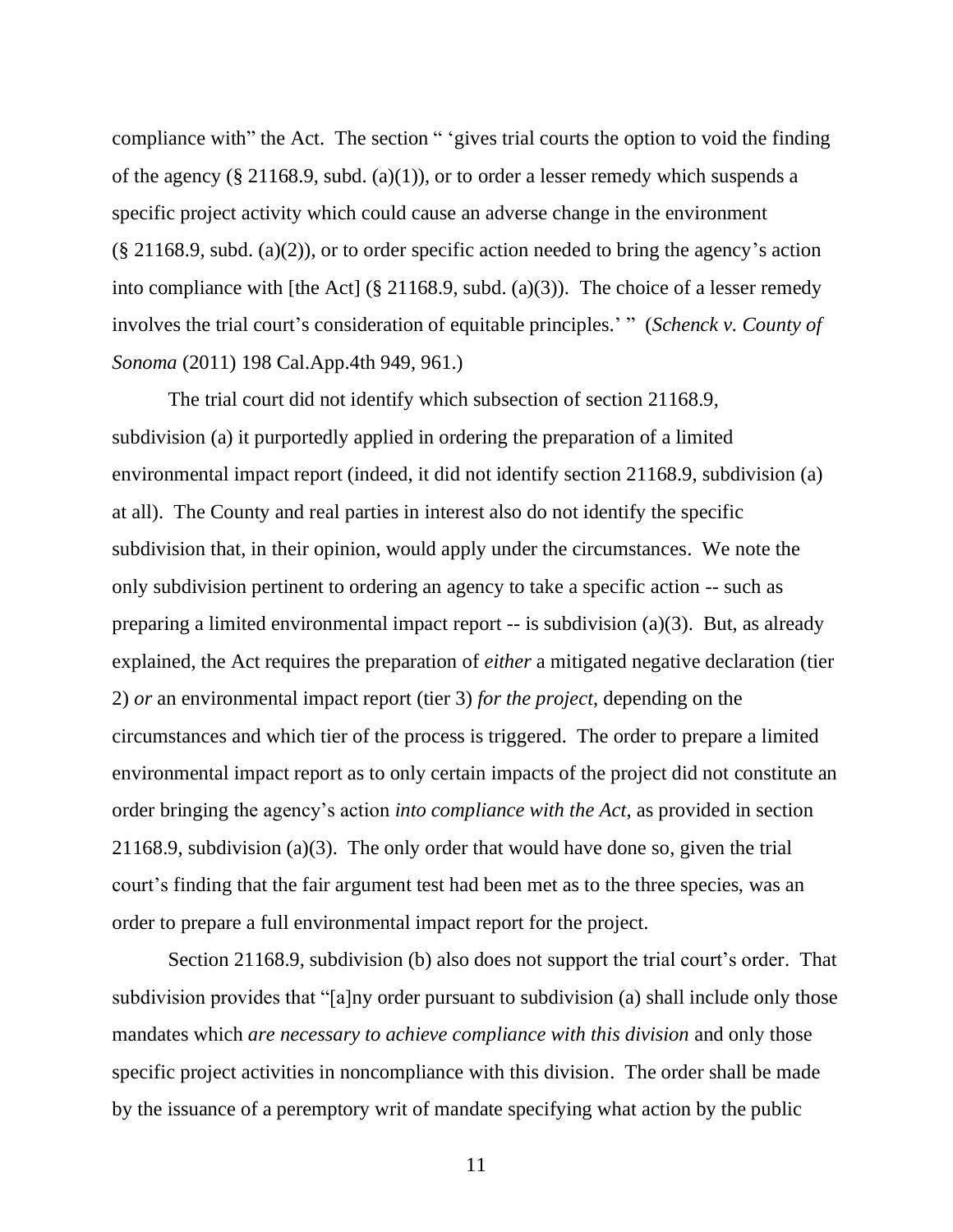compliance with" the Act. The section " 'gives trial courts the option to void the finding of the agency (§ 21168.9, subd. (a)(1)), or to order a lesser remedy which suspends a specific project activity which could cause an adverse change in the environment (§ 21168.9, subd. (a)(2)), or to order specific action needed to bring the agency's action into compliance with [the Act] (§ 21168.9, subd. (a)(3)). The choice of a lesser remedy involves the trial court's consideration of equitable principles.' " (*Schenck v. County of Sonoma* (2011) 198 Cal.App.4th 949, 961.)

The trial court did not identify which subsection of section 21168.9, subdivision (a) it purportedly applied in ordering the preparation of a limited environmental impact report (indeed, it did not identify section 21168.9, subdivision (a) at all). The County and real parties in interest also do not identify the specific subdivision that, in their opinion, would apply under the circumstances. We note the only subdivision pertinent to ordering an agency to take a specific action -- such as preparing a limited environmental impact report -- is subdivision (a)(3). But, as already explained, the Act requires the preparation of *either* a mitigated negative declaration (tier 2) *or* an environmental impact report (tier 3) *for the project*, depending on the circumstances and which tier of the process is triggered. The order to prepare a limited environmental impact report as to only certain impacts of the project did not constitute an order bringing the agency's action *into compliance with the Act,* as provided in section 21168.9, subdivision (a)(3). The only order that would have done so, given the trial court's finding that the fair argument test had been met as to the three species, was an order to prepare a full environmental impact report for the project.

Section 21168.9, subdivision (b) also does not support the trial court's order. That subdivision provides that "[a]ny order pursuant to subdivision (a) shall include only those mandates which *are necessary to achieve compliance with this division* and only those specific project activities in noncompliance with this division. The order shall be made by the issuance of a peremptory writ of mandate specifying what action by the public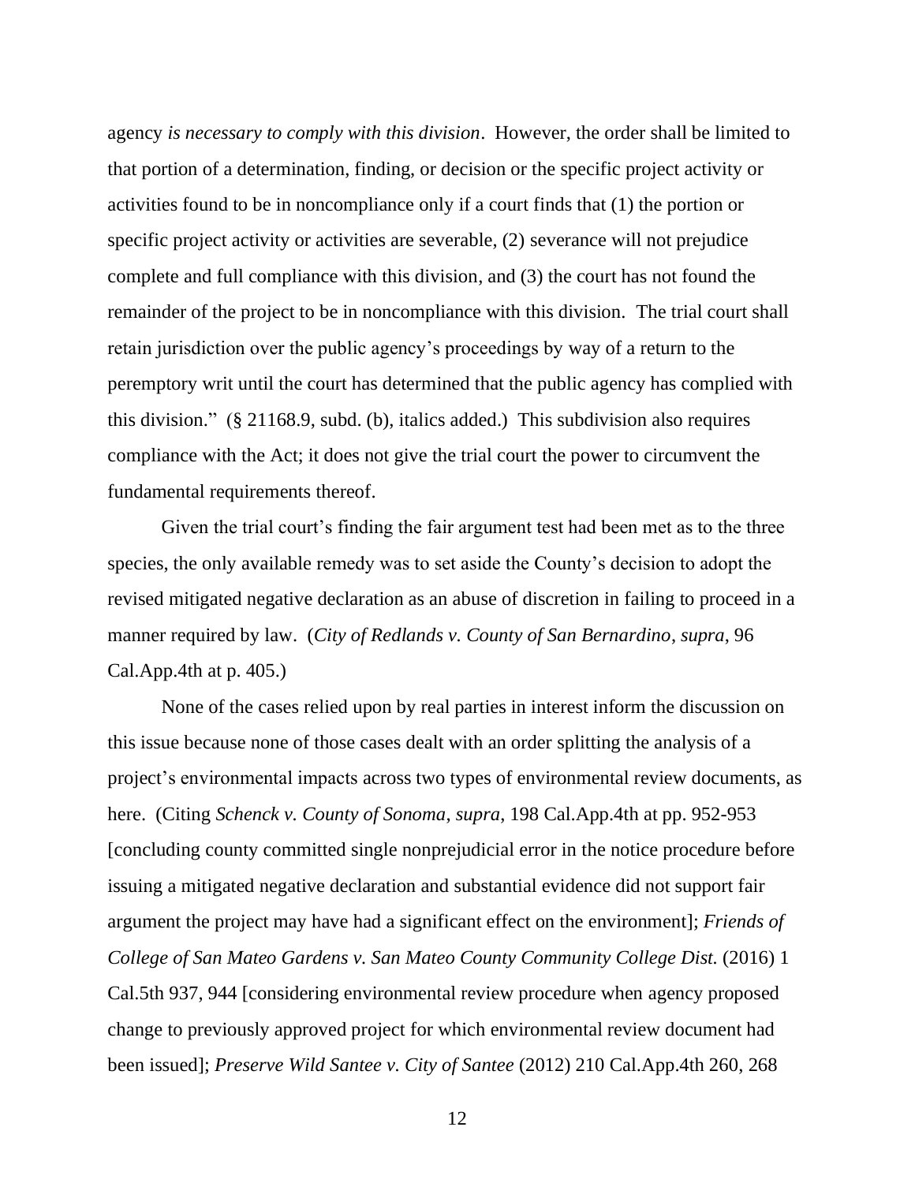agency *is necessary to comply with this division*. However, the order shall be limited to that portion of a determination, finding, or decision or the specific project activity or activities found to be in noncompliance only if a court finds that (1) the portion or specific project activity or activities are severable, (2) severance will not prejudice complete and full compliance with this division, and (3) the court has not found the remainder of the project to be in noncompliance with this division. The trial court shall retain jurisdiction over the public agency's proceedings by way of a return to the peremptory writ until the court has determined that the public agency has complied with this division." (§ 21168.9, subd. (b), italics added.) This subdivision also requires compliance with the Act; it does not give the trial court the power to circumvent the fundamental requirements thereof.

Given the trial court's finding the fair argument test had been met as to the three species, the only available remedy was to set aside the County's decision to adopt the revised mitigated negative declaration as an abuse of discretion in failing to proceed in a manner required by law. (*City of Redlands v. County of San Bernardino*, *supra*, 96 Cal.App.4th at p. 405.)

None of the cases relied upon by real parties in interest inform the discussion on this issue because none of those cases dealt with an order splitting the analysis of a project's environmental impacts across two types of environmental review documents, as here. (Citing *Schenck v. County of Sonoma*, *supra*, 198 Cal.App.4th at pp. 952-953 [concluding county committed single nonprejudicial error in the notice procedure before issuing a mitigated negative declaration and substantial evidence did not support fair argument the project may have had a significant effect on the environment]; *Friends of College of San Mateo Gardens v. San Mateo County Community College Dist.* (2016) 1 Cal.5th 937, 944 [considering environmental review procedure when agency proposed change to previously approved project for which environmental review document had been issued]; *Preserve Wild Santee v. City of Santee* (2012) 210 Cal.App.4th 260, 268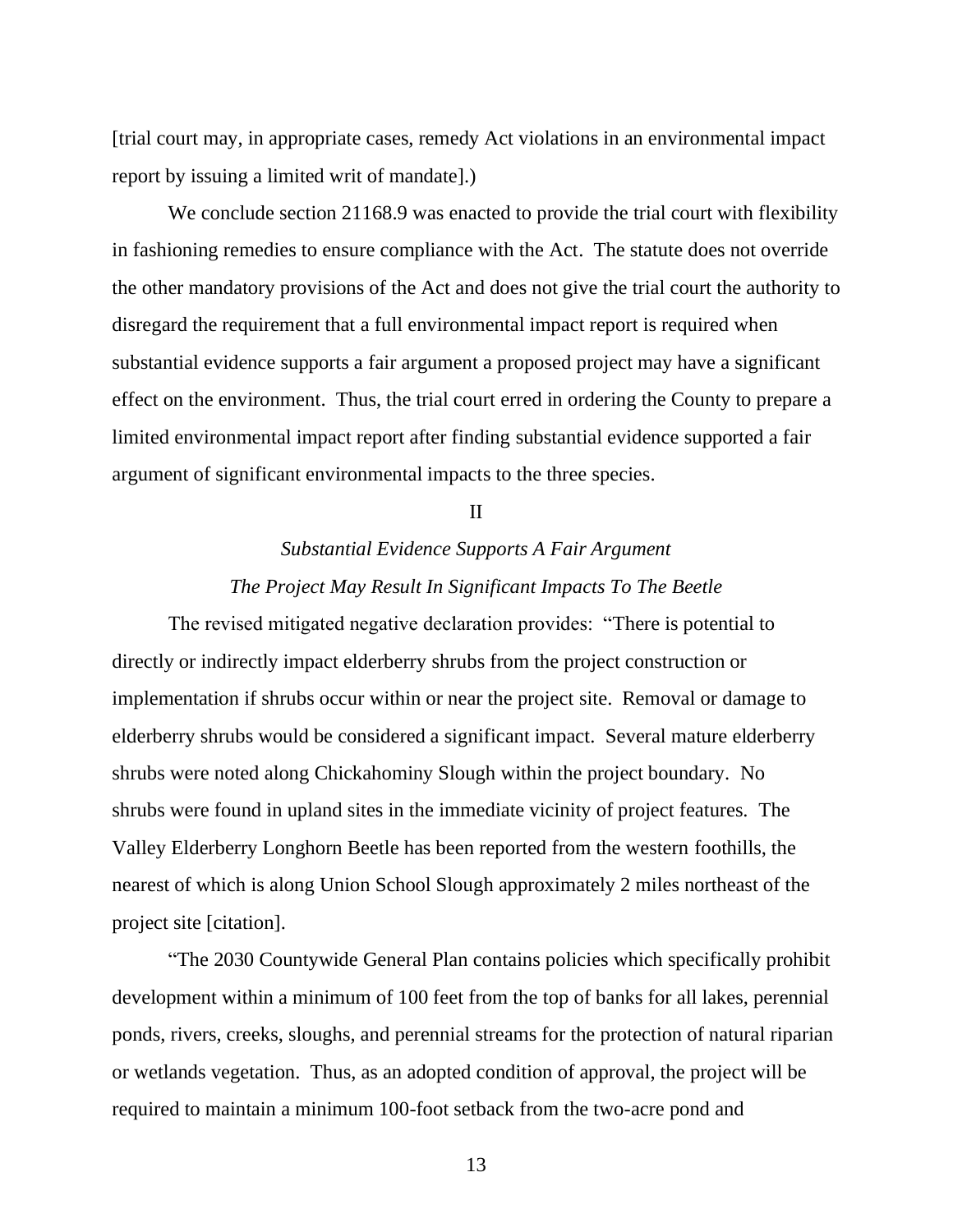[trial court may, in appropriate cases, remedy Act violations in an environmental impact report by issuing a limited writ of mandate].)

We conclude section 21168.9 was enacted to provide the trial court with flexibility in fashioning remedies to ensure compliance with the Act. The statute does not override the other mandatory provisions of the Act and does not give the trial court the authority to disregard the requirement that a full environmental impact report is required when substantial evidence supports a fair argument a proposed project may have a significant effect on the environment. Thus, the trial court erred in ordering the County to prepare a limited environmental impact report after finding substantial evidence supported a fair argument of significant environmental impacts to the three species.

II

*Substantial Evidence Supports A Fair Argument*

*The Project May Result In Significant Impacts To The Beetle*

The revised mitigated negative declaration provides: "There is potential to directly or indirectly impact elderberry shrubs from the project construction or implementation if shrubs occur within or near the project site. Removal or damage to elderberry shrubs would be considered a significant impact. Several mature elderberry shrubs were noted along Chickahominy Slough within the project boundary. No shrubs were found in upland sites in the immediate vicinity of project features. The Valley Elderberry Longhorn Beetle has been reported from the western foothills, the nearest of which is along Union School Slough approximately 2 miles northeast of the project site [citation].

"The 2030 Countywide General Plan contains policies which specifically prohibit development within a minimum of 100 feet from the top of banks for all lakes, perennial ponds, rivers, creeks, sloughs, and perennial streams for the protection of natural riparian or wetlands vegetation. Thus, as an adopted condition of approval, the project will be required to maintain a minimum 100-foot setback from the two-acre pond and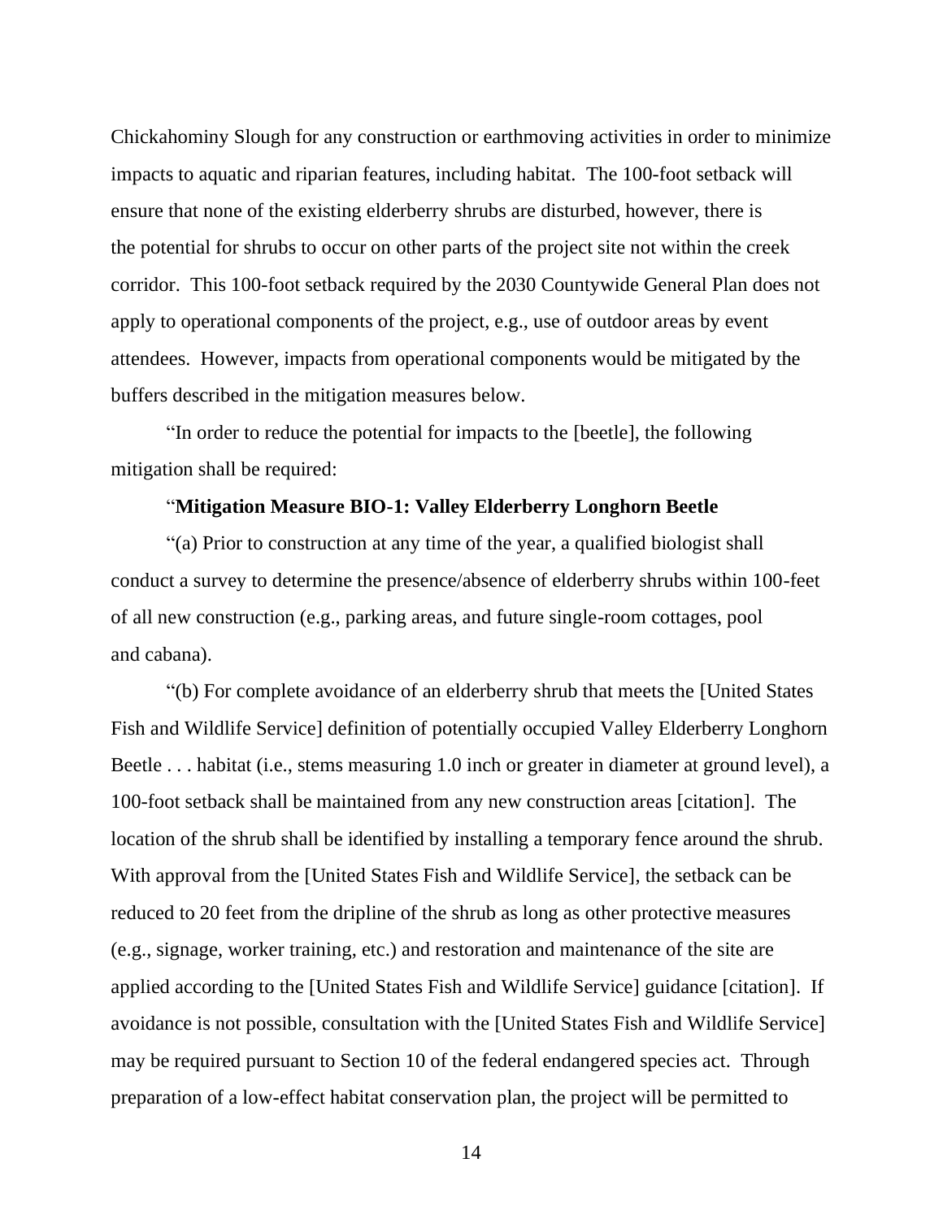Chickahominy Slough for any construction or earthmoving activities in order to minimize impacts to aquatic and riparian features, including habitat. The 100-foot setback will ensure that none of the existing elderberry shrubs are disturbed, however, there is the potential for shrubs to occur on other parts of the project site not within the creek corridor. This 100-foot setback required by the 2030 Countywide General Plan does not apply to operational components of the project, e.g., use of outdoor areas by event attendees. However, impacts from operational components would be mitigated by the buffers described in the mitigation measures below.

"In order to reduce the potential for impacts to the [beetle], the following mitigation shall be required:

"**Mitigation Measure BIO-1: Valley Elderberry Longhorn Beetle**

"(a) Prior to construction at any time of the year, a qualified biologist shall conduct a survey to determine the presence/absence of elderberry shrubs within 100-feet of all new construction (e.g., parking areas, and future single-room cottages, pool and cabana).

"(b) For complete avoidance of an elderberry shrub that meets the [United States Fish and Wildlife Service] definition of potentially occupied Valley Elderberry Longhorn Beetle . . . habitat (i.e., stems measuring 1.0 inch or greater in diameter at ground level), a 100-foot setback shall be maintained from any new construction areas [citation]. The location of the shrub shall be identified by installing a temporary fence around the shrub. With approval from the [United States Fish and Wildlife Service], the setback can be reduced to 20 feet from the dripline of the shrub as long as other protective measures (e.g., signage, worker training, etc.) and restoration and maintenance of the site are applied according to the [United States Fish and Wildlife Service] guidance [citation]. If avoidance is not possible, consultation with the [United States Fish and Wildlife Service] may be required pursuant to Section 10 of the federal endangered species act. Through preparation of a low-effect habitat conservation plan, the project will be permitted to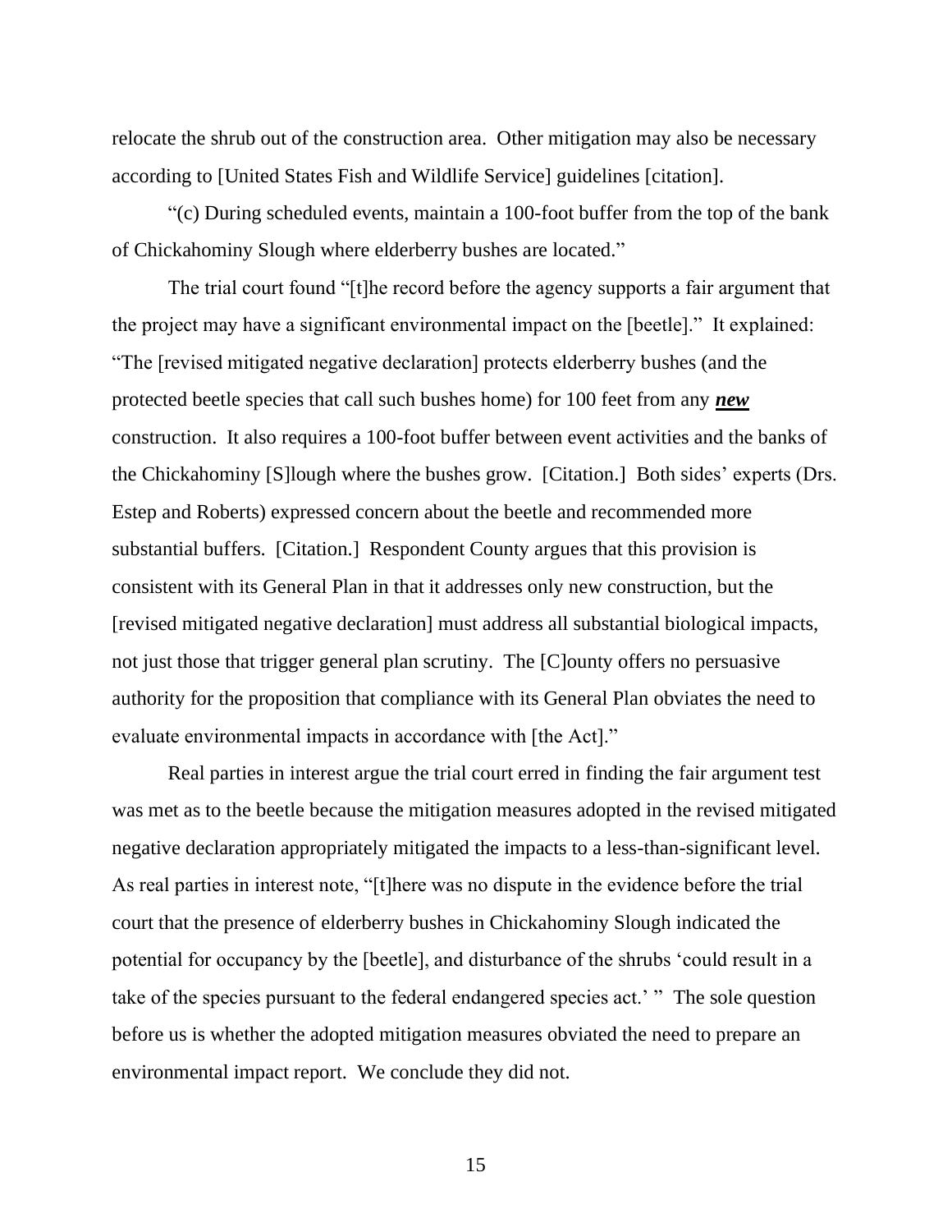relocate the shrub out of the construction area. Other mitigation may also be necessary according to [United States Fish and Wildlife Service] guidelines [citation].

"(c) During scheduled events, maintain a 100-foot buffer from the top of the bank of Chickahominy Slough where elderberry bushes are located."

The trial court found "[t]he record before the agency supports a fair argument that the project may have a significant environmental impact on the [beetle]." It explained: "The [revised mitigated negative declaration] protects elderberry bushes (and the protected beetle species that call such bushes home) for 100 feet from any ***new*** construction. It also requires a 100-foot buffer between event activities and the banks of the Chickahominy [S]lough where the bushes grow. [Citation.] Both sides' experts (Drs. Estep and Roberts) expressed concern about the beetle and recommended more substantial buffers. [Citation.] Respondent County argues that this provision is consistent with its General Plan in that it addresses only new construction, but the [revised mitigated negative declaration] must address all substantial biological impacts, not just those that trigger general plan scrutiny. The [C]ounty offers no persuasive authority for the proposition that compliance with its General Plan obviates the need to evaluate environmental impacts in accordance with [the Act]."

Real parties in interest argue the trial court erred in finding the fair argument test was met as to the beetle because the mitigation measures adopted in the revised mitigated negative declaration appropriately mitigated the impacts to a less-than-significant level. As real parties in interest note, "[t]here was no dispute in the evidence before the trial court that the presence of elderberry bushes in Chickahominy Slough indicated the potential for occupancy by the [beetle], and disturbance of the shrubs 'could result in a take of the species pursuant to the federal endangered species act.' " The sole question before us is whether the adopted mitigation measures obviated the need to prepare an environmental impact report. We conclude they did not.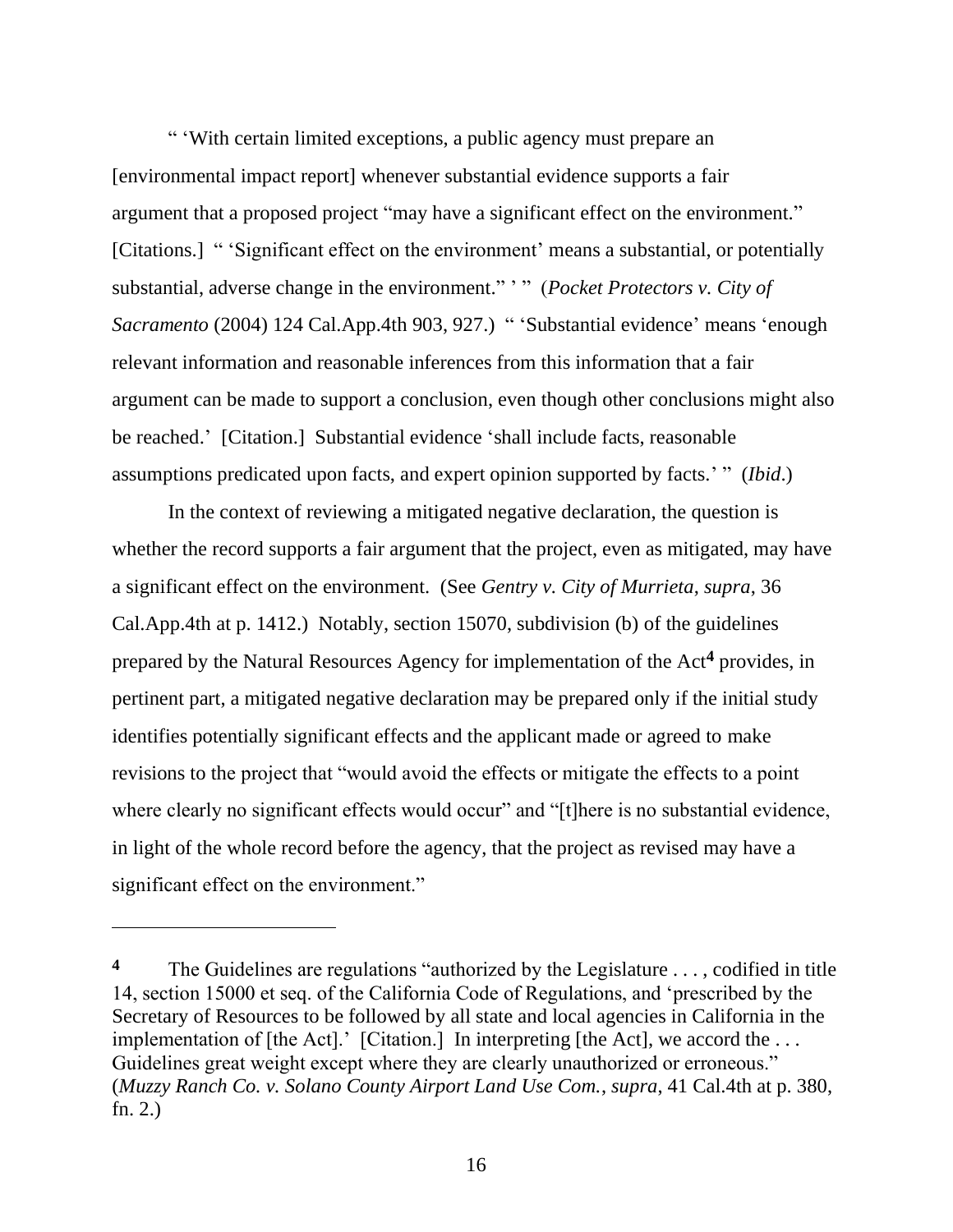" 'With certain limited exceptions, a public agency must prepare an [environmental impact report] whenever substantial evidence supports a fair argument that a proposed project "may have a significant effect on the environment." [Citations.] " 'Significant effect on the environment' means a substantial, or potentially substantial, adverse change in the environment." ' " (*Pocket Protectors v. City of Sacramento* (2004) 124 Cal.App.4th 903, 927.) " 'Substantial evidence' means 'enough relevant information and reasonable inferences from this information that a fair argument can be made to support a conclusion, even though other conclusions might also be reached.' [Citation.] Substantial evidence 'shall include facts, reasonable assumptions predicated upon facts, and expert opinion supported by facts.' " (*Ibid*.)

In the context of reviewing a mitigated negative declaration, the question is whether the record supports a fair argument that the project, even as mitigated, may have a significant effect on the environment. (See *Gentry v. City of Murrieta*, *supra*, 36 Cal.App.4th at p. 1412.) Notably, section 15070, subdivision (b) of the guidelines prepared by the Natural Resources Agency for implementation of the Act[4] provides, in pertinent part, a mitigated negative declaration may be prepared only if the initial study identifies potentially significant effects and the applicant made or agreed to make revisions to the project that "would avoid the effects or mitigate the effects to a point where clearly no significant effects would occur" and "[t]here is no substantial evidence, in light of the whole record before the agency, that the project as revised may have a significant effect on the environment."

---

[4] The Guidelines are regulations "authorized by the Legislature . . . , codified in title 14, section 15000 et seq. of the California Code of Regulations, and 'prescribed by the Secretary of Resources to be followed by all state and local agencies in California in the implementation of [the Act].' [Citation.] In interpreting [the Act], we accord the . . . Guidelines great weight except where they are clearly unauthorized or erroneous." (*Muzzy Ranch Co. v. Solano County Airport Land Use Com.*, *supra*, 41 Cal.4th at p. 380, fn. 2.)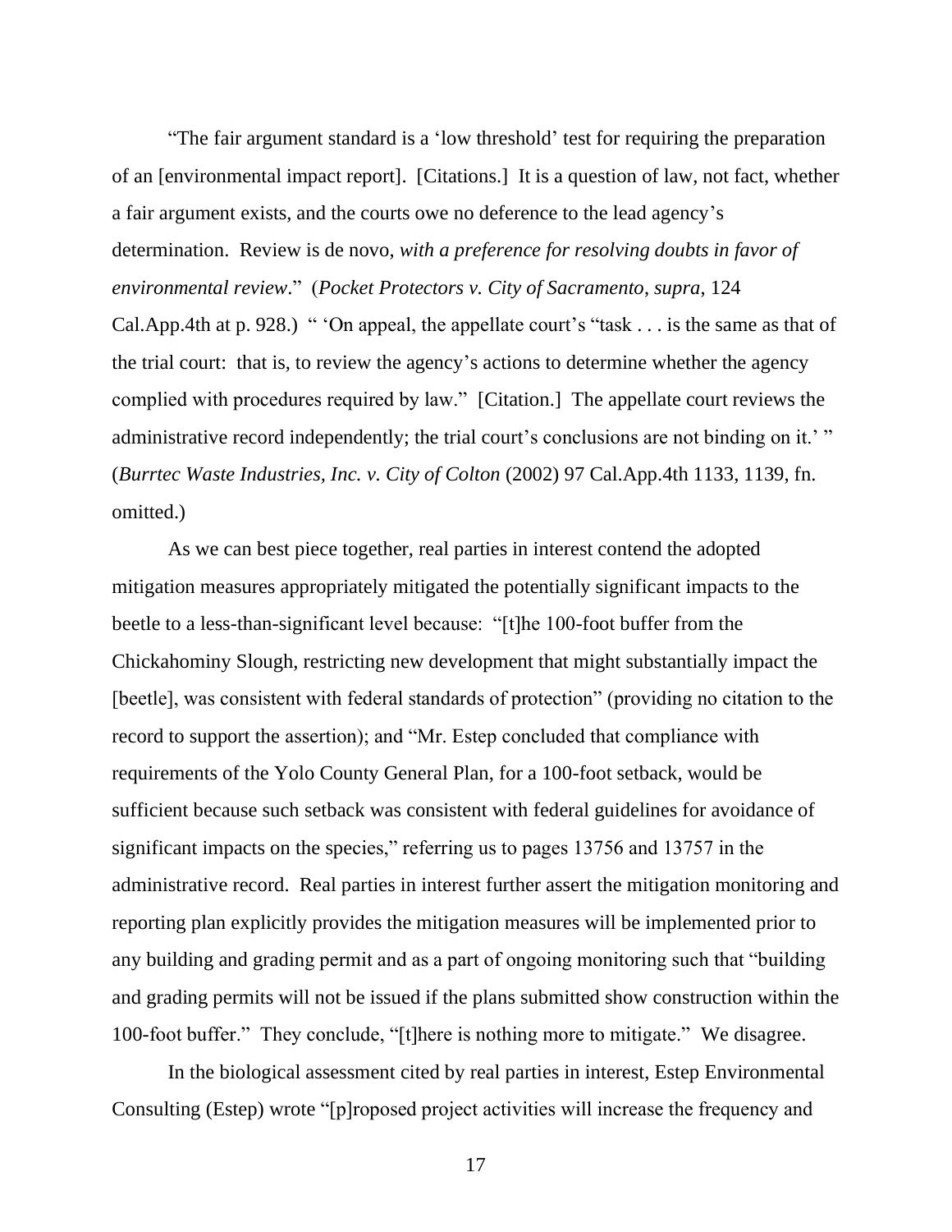"The fair argument standard is a 'low threshold' test for requiring the preparation of an [environmental impact report]. [Citations.] It is a question of law, not fact, whether a fair argument exists, and the courts owe no deference to the lead agency's determination. Review is de novo, *with a preference for resolving doubts in favor of environmental review*." (*Pocket Protectors v. City of Sacramento*, *supra*, 124 Cal.App.4th at p. 928.) " 'On appeal, the appellate court's "task . . . is the same as that of the trial court: that is, to review the agency's actions to determine whether the agency complied with procedures required by law." [Citation.] The appellate court reviews the administrative record independently; the trial court's conclusions are not binding on it.' " (*Burrtec Waste Industries, Inc. v. City of Colton* (2002) 97 Cal.App.4th 1133, 1139, fn. omitted.)

As we can best piece together, real parties in interest contend the adopted mitigation measures appropriately mitigated the potentially significant impacts to the beetle to a less-than-significant level because: "[t]he 100-foot buffer from the Chickahominy Slough, restricting new development that might substantially impact the [beetle], was consistent with federal standards of protection" (providing no citation to the record to support the assertion); and "Mr. Estep concluded that compliance with requirements of the Yolo County General Plan, for a 100-foot setback, would be sufficient because such setback was consistent with federal guidelines for avoidance of significant impacts on the species," referring us to pages 13756 and 13757 in the administrative record. Real parties in interest further assert the mitigation monitoring and reporting plan explicitly provides the mitigation measures will be implemented prior to any building and grading permit and as a part of ongoing monitoring such that "building and grading permits will not be issued if the plans submitted show construction within the 100-foot buffer." They conclude, "[t]here is nothing more to mitigate." We disagree.

In the biological assessment cited by real parties in interest, Estep Environmental Consulting (Estep) wrote "[p]roposed project activities will increase the frequency and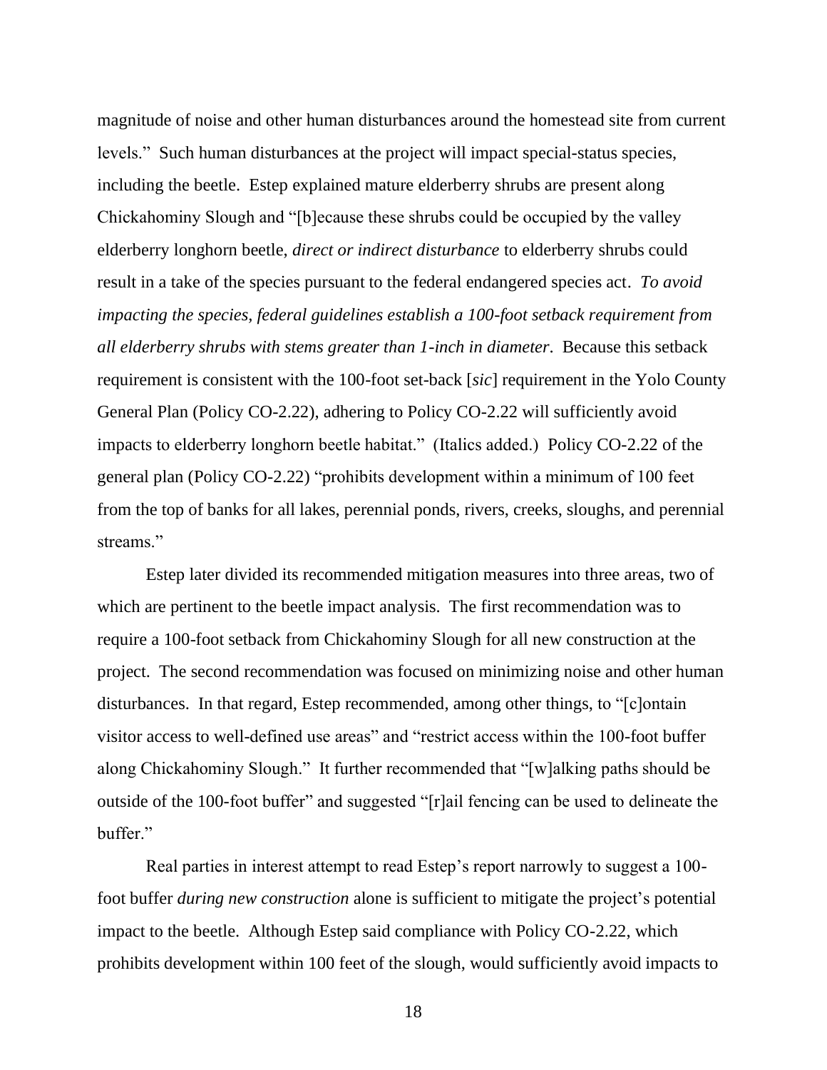magnitude of noise and other human disturbances around the homestead site from current levels." Such human disturbances at the project will impact special-status species, including the beetle. Estep explained mature elderberry shrubs are present along Chickahominy Slough and "[b]ecause these shrubs could be occupied by the valley elderberry longhorn beetle, *direct or indirect disturbance* to elderberry shrubs could result in a take of the species pursuant to the federal endangered species act. *To avoid impacting the species, federal guidelines establish a 100-foot setback requirement from all elderberry shrubs with stems greater than 1-inch in diameter*. Because this setback requirement is consistent with the 100-foot set-back [*sic*] requirement in the Yolo County General Plan (Policy CO-2.22), adhering to Policy CO-2.22 will sufficiently avoid impacts to elderberry longhorn beetle habitat." (Italics added.) Policy CO-2.22 of the general plan (Policy CO-2.22) "prohibits development within a minimum of 100 feet from the top of banks for all lakes, perennial ponds, rivers, creeks, sloughs, and perennial streams."

Estep later divided its recommended mitigation measures into three areas, two of which are pertinent to the beetle impact analysis. The first recommendation was to require a 100-foot setback from Chickahominy Slough for all new construction at the project. The second recommendation was focused on minimizing noise and other human disturbances. In that regard, Estep recommended, among other things, to "[c]ontain visitor access to well-defined use areas" and "restrict access within the 100-foot buffer along Chickahominy Slough." It further recommended that "[w]alking paths should be outside of the 100-foot buffer" and suggested "[r]ail fencing can be used to delineate the buffer."

Real parties in interest attempt to read Estep's report narrowly to suggest a 100-foot buffer *during new construction* alone is sufficient to mitigate the project's potential impact to the beetle. Although Estep said compliance with Policy CO-2.22, which prohibits development within 100 feet of the slough, would sufficiently avoid impacts to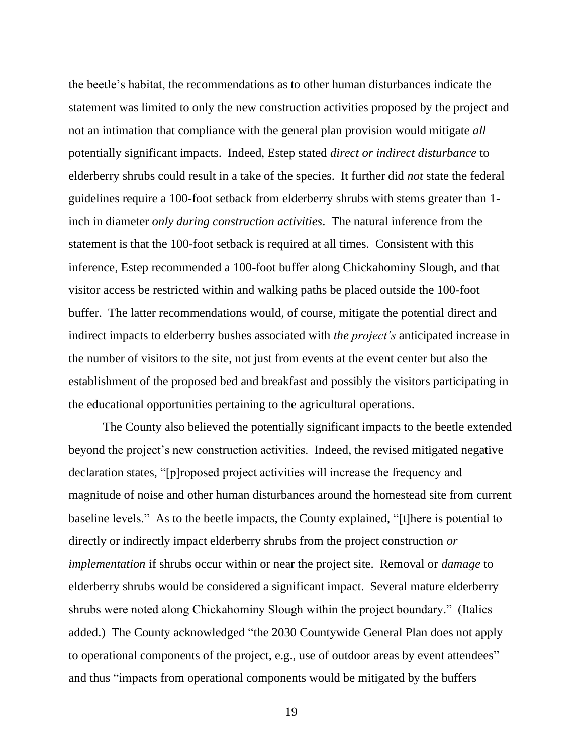the beetle's habitat, the recommendations as to other human disturbances indicate the statement was limited to only the new construction activities proposed by the project and not an intimation that compliance with the general plan provision would mitigate *all* potentially significant impacts. Indeed, Estep stated *direct or indirect disturbance* to elderberry shrubs could result in a take of the species. It further did *not* state the federal guidelines require a 100-foot setback from elderberry shrubs with stems greater than 1-inch in diameter *only during construction activities*. The natural inference from the statement is that the 100-foot setback is required at all times. Consistent with this inference, Estep recommended a 100-foot buffer along Chickahominy Slough, and that visitor access be restricted within and walking paths be placed outside the 100-foot buffer. The latter recommendations would, of course, mitigate the potential direct and indirect impacts to elderberry bushes associated with *the project's* anticipated increase in the number of visitors to the site, not just from events at the event center but also the establishment of the proposed bed and breakfast and possibly the visitors participating in the educational opportunities pertaining to the agricultural operations.

The County also believed the potentially significant impacts to the beetle extended beyond the project's new construction activities. Indeed, the revised mitigated negative declaration states, "[p]roposed project activities will increase the frequency and magnitude of noise and other human disturbances around the homestead site from current baseline levels." As to the beetle impacts, the County explained, "[t]here is potential to directly or indirectly impact elderberry shrubs from the project construction *or implementation* if shrubs occur within or near the project site. Removal or *damage* to elderberry shrubs would be considered a significant impact. Several mature elderberry shrubs were noted along Chickahominy Slough within the project boundary." (Italics added.) The County acknowledged "the 2030 Countywide General Plan does not apply to operational components of the project, e.g., use of outdoor areas by event attendees" and thus "impacts from operational components would be mitigated by the buffers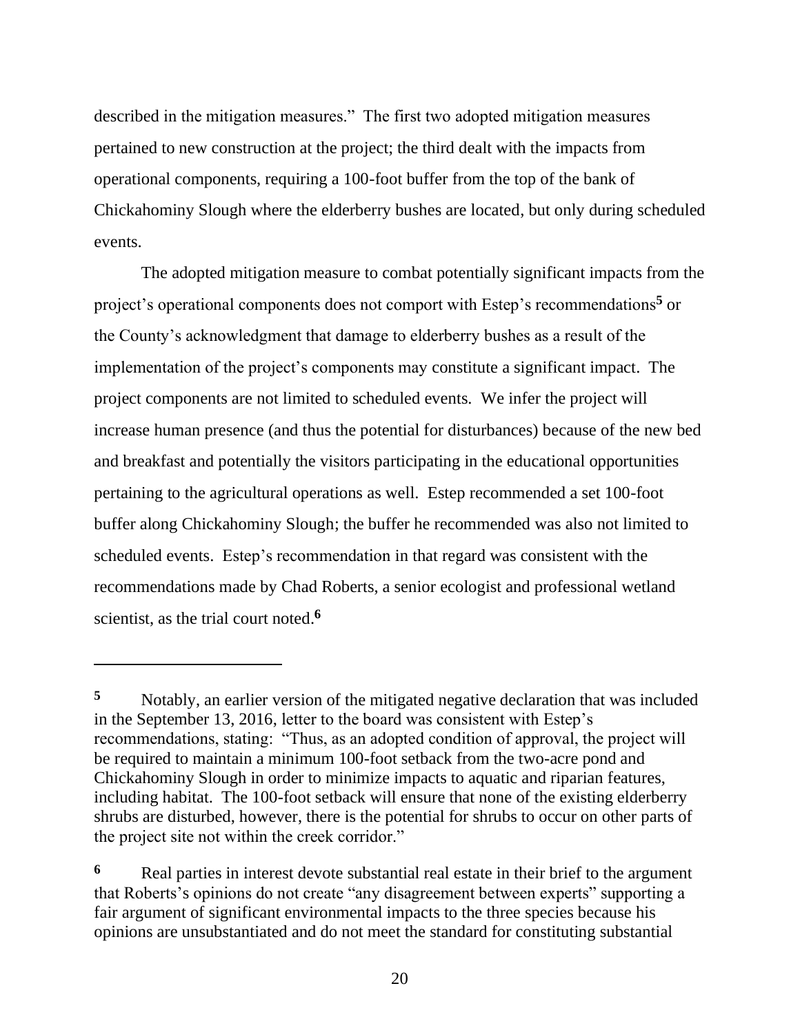described in the mitigation measures." The first two adopted mitigation measures pertained to new construction at the project; the third dealt with the impacts from operational components, requiring a 100-foot buffer from the top of the bank of Chickahominy Slough where the elderberry bushes are located, but only during scheduled events.

The adopted mitigation measure to combat potentially significant impacts from the project's operational components does not comport with Estep's recommendations[5] or the County's acknowledgment that damage to elderberry bushes as a result of the implementation of the project's components may constitute a significant impact. The project components are not limited to scheduled events. We infer the project will increase human presence (and thus the potential for disturbances) because of the new bed and breakfast and potentially the visitors participating in the educational opportunities pertaining to the agricultural operations as well. Estep recommended a set 100-foot buffer along Chickahominy Slough; the buffer he recommended was also not limited to scheduled events. Estep's recommendation in that regard was consistent with the recommendations made by Chad Roberts, a senior ecologist and professional wetland scientist, as the trial court noted.[6]

---

[5] Notably, an earlier version of the mitigated negative declaration that was included in the September 13, 2016, letter to the board was consistent with Estep's recommendations, stating: "Thus, as an adopted condition of approval, the project will be required to maintain a minimum 100-foot setback from the two-acre pond and Chickahominy Slough in order to minimize impacts to aquatic and riparian features, including habitat. The 100-foot setback will ensure that none of the existing elderberry shrubs are disturbed, however, there is the potential for shrubs to occur on other parts of the project site not within the creek corridor."

[6] Real parties in interest devote substantial real estate in their brief to the argument that Roberts's opinions do not create "any disagreement between experts" supporting a fair argument of significant environmental impacts to the three species because his opinions are unsubstantiated and do not meet the standard for constituting substantial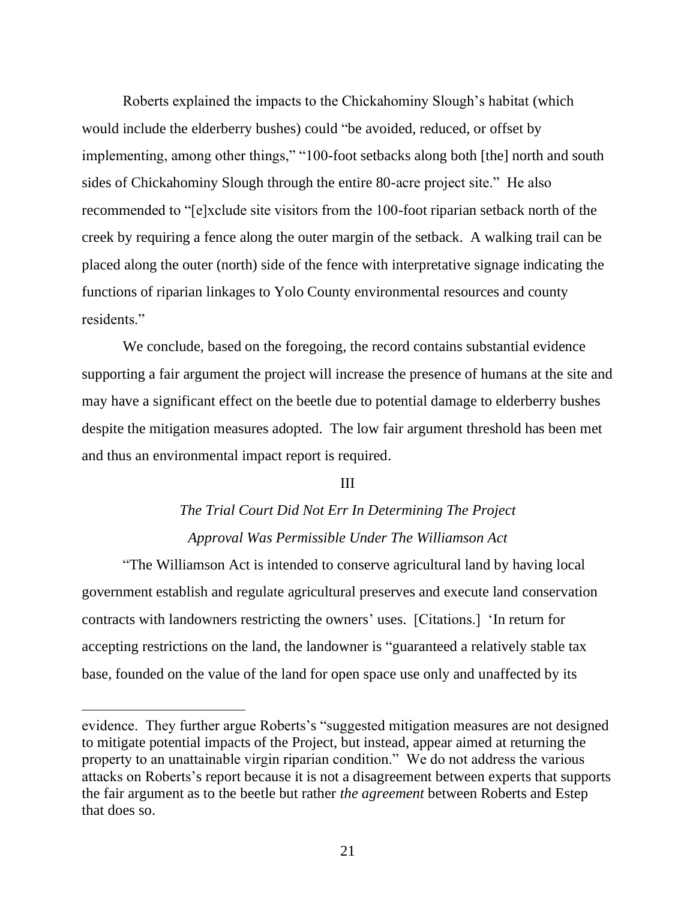Roberts explained the impacts to the Chickahominy Slough's habitat (which would include the elderberry bushes) could "be avoided, reduced, or offset by implementing, among other things," "100-foot setbacks along both [the] north and south sides of Chickahominy Slough through the entire 80-acre project site." He also recommended to "[e]xclude site visitors from the 100-foot riparian setback north of the creek by requiring a fence along the outer margin of the setback. A walking trail can be placed along the outer (north) side of the fence with interpretative signage indicating the functions of riparian linkages to Yolo County environmental resources and county residents."

We conclude, based on the foregoing, the record contains substantial evidence supporting a fair argument the project will increase the presence of humans at the site and may have a significant effect on the beetle due to potential damage to elderberry bushes despite the mitigation measures adopted. The low fair argument threshold has been met and thus an environmental impact report is required.

III

*The Trial Court Did Not Err In Determining The Project Approval Was Permissible Under The Williamson Act*

"The Williamson Act is intended to conserve agricultural land by having local government establish and regulate agricultural preserves and execute land conservation contracts with landowners restricting the owners' uses. [Citations.] 'In return for accepting restrictions on the land, the landowner is "guaranteed a relatively stable tax base, founded on the value of the land for open space use only and unaffected by its

---

evidence. They further argue Roberts's "suggested mitigation measures are not designed to mitigate potential impacts of the Project, but instead, appear aimed at returning the property to an unattainable virgin riparian condition." We do not address the various attacks on Roberts's report because it is not a disagreement between experts that supports the fair argument as to the beetle but rather *the agreement* between Roberts and Estep that does so.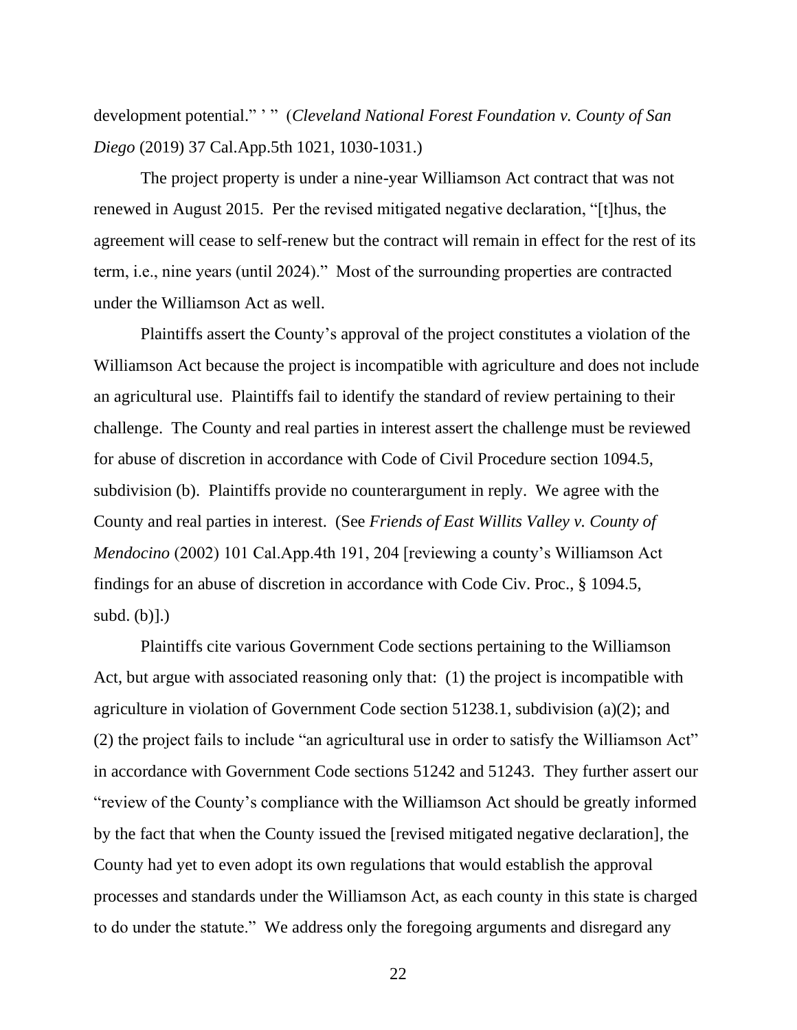development potential." ' " (*Cleveland National Forest Foundation v. County of San Diego* (2019) 37 Cal.App.5th 1021, 1030-1031.)

The project property is under a nine-year Williamson Act contract that was not renewed in August 2015. Per the revised mitigated negative declaration, "[t]hus, the agreement will cease to self-renew but the contract will remain in effect for the rest of its term, i.e., nine years (until 2024)." Most of the surrounding properties are contracted under the Williamson Act as well.

Plaintiffs assert the County's approval of the project constitutes a violation of the Williamson Act because the project is incompatible with agriculture and does not include an agricultural use. Plaintiffs fail to identify the standard of review pertaining to their challenge. The County and real parties in interest assert the challenge must be reviewed for abuse of discretion in accordance with Code of Civil Procedure section 1094.5, subdivision (b). Plaintiffs provide no counterargument in reply. We agree with the County and real parties in interest. (See *Friends of East Willits Valley v. County of Mendocino* (2002) 101 Cal.App.4th 191, 204 [reviewing a county's Williamson Act findings for an abuse of discretion in accordance with Code Civ. Proc., § 1094.5, subd. (b)].)

Plaintiffs cite various Government Code sections pertaining to the Williamson Act, but argue with associated reasoning only that: (1) the project is incompatible with agriculture in violation of Government Code section 51238.1, subdivision (a)(2); and (2) the project fails to include "an agricultural use in order to satisfy the Williamson Act" in accordance with Government Code sections 51242 and 51243. They further assert our "review of the County's compliance with the Williamson Act should be greatly informed by the fact that when the County issued the [revised mitigated negative declaration], the County had yet to even adopt its own regulations that would establish the approval processes and standards under the Williamson Act, as each county in this state is charged to do under the statute." We address only the foregoing arguments and disregard any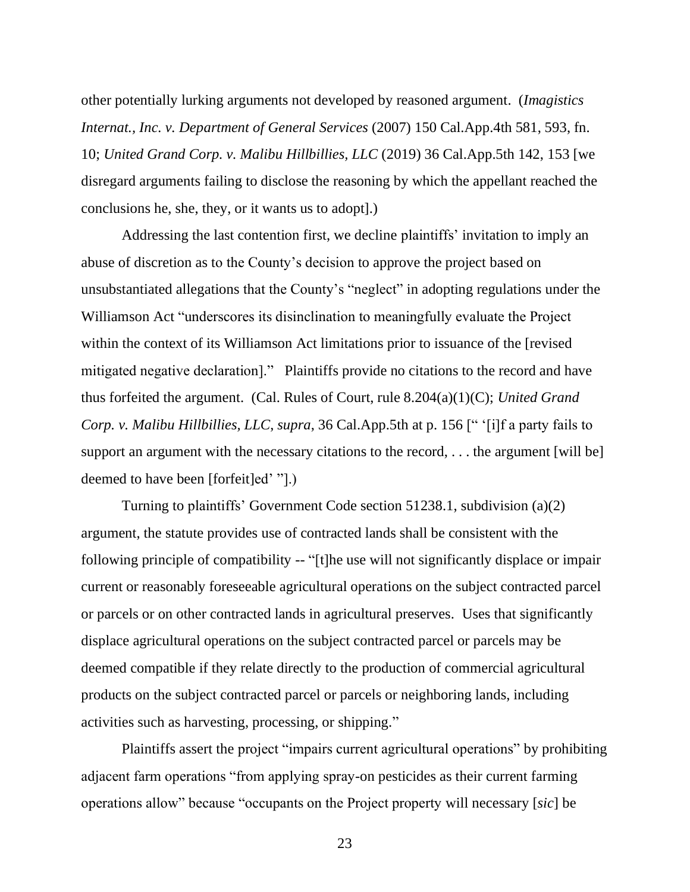other potentially lurking arguments not developed by reasoned argument. (*Imagistics Internat., Inc. v. Department of General Services* (2007) 150 Cal.App.4th 581, 593, fn. 10; *United Grand Corp. v. Malibu Hillbillies, LLC* (2019) 36 Cal.App.5th 142, 153 [we disregard arguments failing to disclose the reasoning by which the appellant reached the conclusions he, she, they, or it wants us to adopt].)

Addressing the last contention first, we decline plaintiffs' invitation to imply an abuse of discretion as to the County's decision to approve the project based on unsubstantiated allegations that the County's "neglect" in adopting regulations under the Williamson Act "underscores its disinclination to meaningfully evaluate the Project within the context of its Williamson Act limitations prior to issuance of the [revised mitigated negative declaration]." Plaintiffs provide no citations to the record and have thus forfeited the argument. (Cal. Rules of Court, rule 8.204(a)(1)(C); *United Grand Corp. v. Malibu Hillbillies, LLC*, *supra*, 36 Cal.App.5th at p. 156 [" '[i]f a party fails to support an argument with the necessary citations to the record, . . . the argument [will be] deemed to have been [forfeit]ed' "].)

Turning to plaintiffs' Government Code section 51238.1, subdivision (a)(2) argument, the statute provides use of contracted lands shall be consistent with the following principle of compatibility -- "[t]he use will not significantly displace or impair current or reasonably foreseeable agricultural operations on the subject contracted parcel or parcels or on other contracted lands in agricultural preserves. Uses that significantly displace agricultural operations on the subject contracted parcel or parcels may be deemed compatible if they relate directly to the production of commercial agricultural products on the subject contracted parcel or parcels or neighboring lands, including activities such as harvesting, processing, or shipping."

Plaintiffs assert the project "impairs current agricultural operations" by prohibiting adjacent farm operations "from applying spray-on pesticides as their current farming operations allow" because "occupants on the Project property will necessary [*sic*] be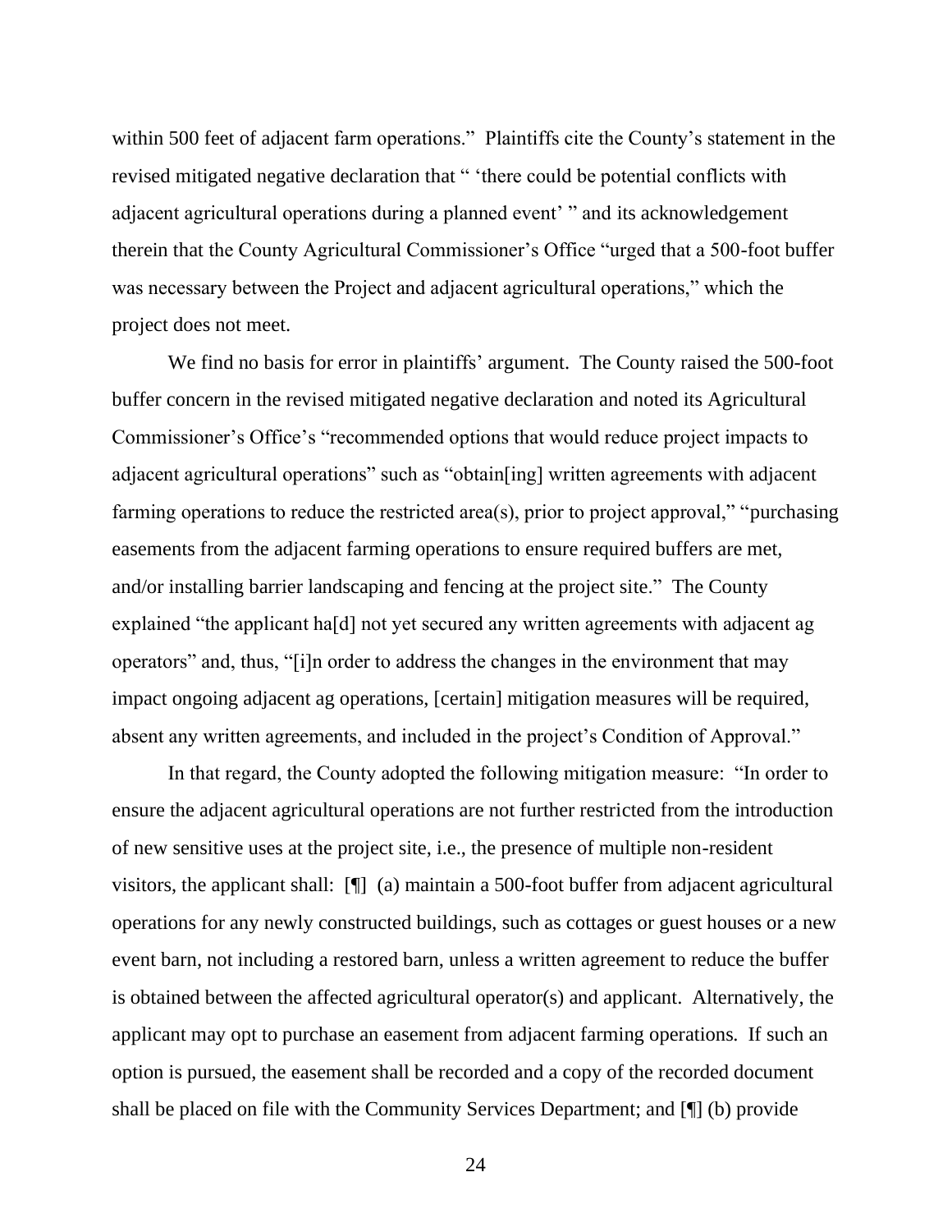within 500 feet of adjacent farm operations." Plaintiffs cite the County's statement in the revised mitigated negative declaration that " 'there could be potential conflicts with adjacent agricultural operations during a planned event' " and its acknowledgement therein that the County Agricultural Commissioner's Office "urged that a 500-foot buffer was necessary between the Project and adjacent agricultural operations," which the project does not meet.

We find no basis for error in plaintiffs' argument. The County raised the 500-foot buffer concern in the revised mitigated negative declaration and noted its Agricultural Commissioner's Office's "recommended options that would reduce project impacts to adjacent agricultural operations" such as "obtain[ing] written agreements with adjacent farming operations to reduce the restricted area(s), prior to project approval," "purchasing easements from the adjacent farming operations to ensure required buffers are met, and/or installing barrier landscaping and fencing at the project site." The County explained "the applicant ha[d] not yet secured any written agreements with adjacent ag operators" and, thus, "[i]n order to address the changes in the environment that may impact ongoing adjacent ag operations, [certain] mitigation measures will be required, absent any written agreements, and included in the project's Condition of Approval."

In that regard, the County adopted the following mitigation measure: "In order to ensure the adjacent agricultural operations are not further restricted from the introduction of new sensitive uses at the project site, i.e., the presence of multiple non-resident visitors, the applicant shall: [¶] (a) maintain a 500-foot buffer from adjacent agricultural operations for any newly constructed buildings, such as cottages or guest houses or a new event barn, not including a restored barn, unless a written agreement to reduce the buffer is obtained between the affected agricultural operator(s) and applicant. Alternatively, the applicant may opt to purchase an easement from adjacent farming operations. If such an option is pursued, the easement shall be recorded and a copy of the recorded document shall be placed on file with the Community Services Department; and [¶] (b) provide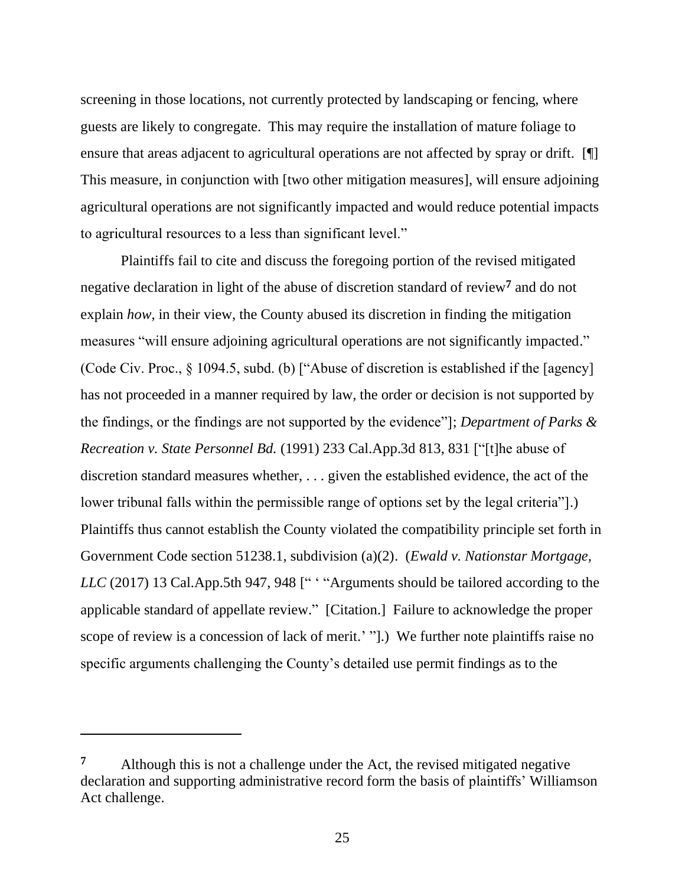screening in those locations, not currently protected by landscaping or fencing, where guests are likely to congregate. This may require the installation of mature foliage to ensure that areas adjacent to agricultural operations are not affected by spray or drift. [¶] This measure, in conjunction with [two other mitigation measures], will ensure adjoining agricultural operations are not significantly impacted and would reduce potential impacts to agricultural resources to a less than significant level."

Plaintiffs fail to cite and discuss the foregoing portion of the revised mitigated negative declaration in light of the abuse of discretion standard of review[7] and do not explain *how*, in their view, the County abused its discretion in finding the mitigation measures "will ensure adjoining agricultural operations are not significantly impacted." (Code Civ. Proc., § 1094.5, subd. (b) ["Abuse of discretion is established if the [agency] has not proceeded in a manner required by law, the order or decision is not supported by the findings, or the findings are not supported by the evidence"]; *Department of Parks & Recreation v. State Personnel Bd.* (1991) 233 Cal.App.3d 813, 831 ["[t]he abuse of discretion standard measures whether, . . . given the established evidence, the act of the lower tribunal falls within the permissible range of options set by the legal criteria"].) Plaintiffs thus cannot establish the County violated the compatibility principle set forth in Government Code section 51238.1, subdivision (a)(2). (*Ewald v. Nationstar Mortgage, LLC* (2017) 13 Cal.App.5th 947, 948 [" ' "Arguments should be tailored according to the applicable standard of appellate review." [Citation.] Failure to acknowledge the proper scope of review is a concession of lack of merit.' "].) We further note plaintiffs raise no specific arguments challenging the County's detailed use permit findings as to the

---

[7] Although this is not a challenge under the Act, the revised mitigated negative declaration and supporting administrative record form the basis of plaintiffs' Williamson Act challenge.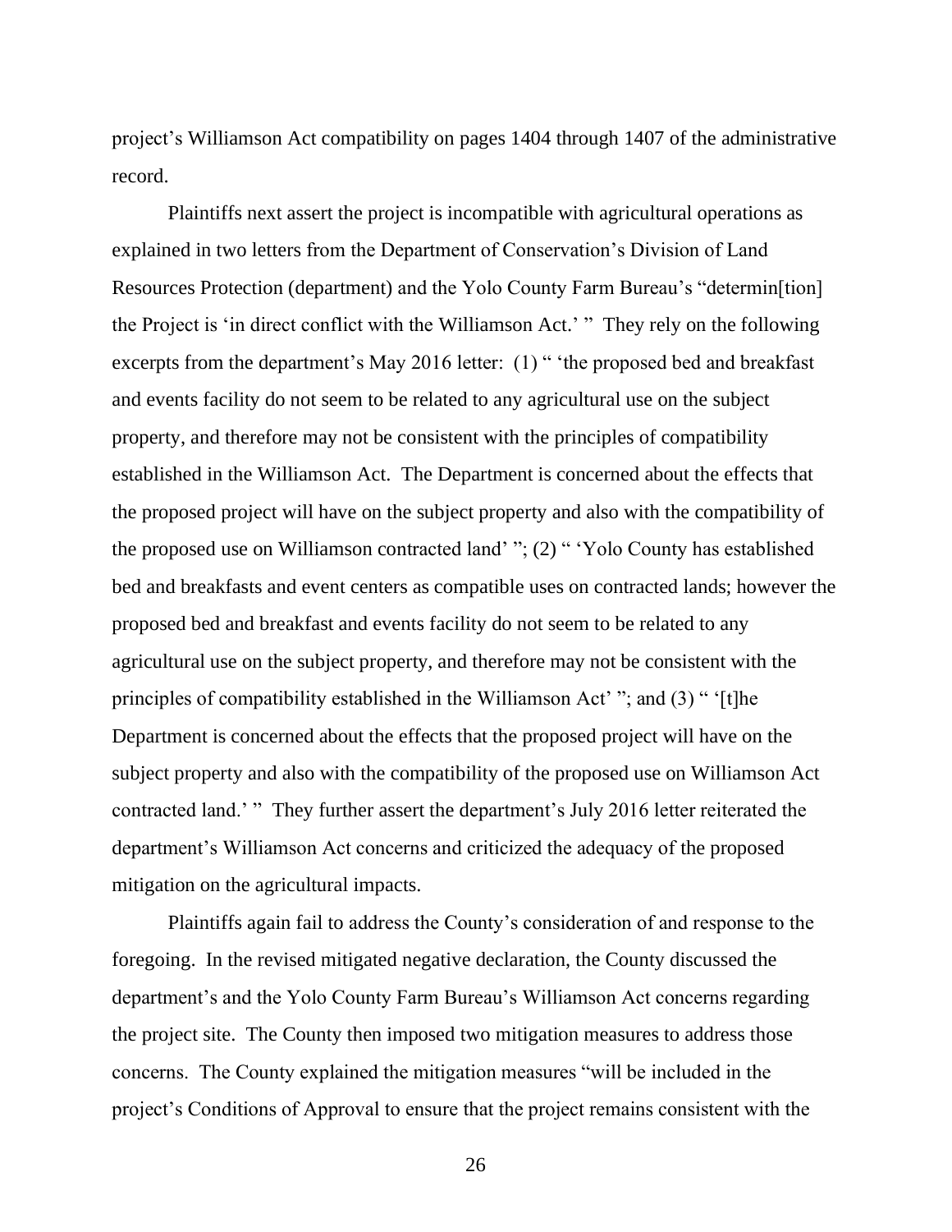project's Williamson Act compatibility on pages 1404 through 1407 of the administrative record.

Plaintiffs next assert the project is incompatible with agricultural operations as explained in two letters from the Department of Conservation's Division of Land Resources Protection (department) and the Yolo County Farm Bureau's "determin[tion] the Project is 'in direct conflict with the Williamson Act.' " They rely on the following excerpts from the department's May 2016 letter: (1) " 'the proposed bed and breakfast and events facility do not seem to be related to any agricultural use on the subject property, and therefore may not be consistent with the principles of compatibility established in the Williamson Act. The Department is concerned about the effects that the proposed project will have on the subject property and also with the compatibility of the proposed use on Williamson contracted land' "; (2) " 'Yolo County has established bed and breakfasts and event centers as compatible uses on contracted lands; however the proposed bed and breakfast and events facility do not seem to be related to any agricultural use on the subject property, and therefore may not be consistent with the principles of compatibility established in the Williamson Act' "; and (3) " '[t]he Department is concerned about the effects that the proposed project will have on the subject property and also with the compatibility of the proposed use on Williamson Act contracted land.' " They further assert the department's July 2016 letter reiterated the department's Williamson Act concerns and criticized the adequacy of the proposed mitigation on the agricultural impacts.

Plaintiffs again fail to address the County's consideration of and response to the foregoing. In the revised mitigated negative declaration, the County discussed the department's and the Yolo County Farm Bureau's Williamson Act concerns regarding the project site. The County then imposed two mitigation measures to address those concerns. The County explained the mitigation measures "will be included in the project's Conditions of Approval to ensure that the project remains consistent with the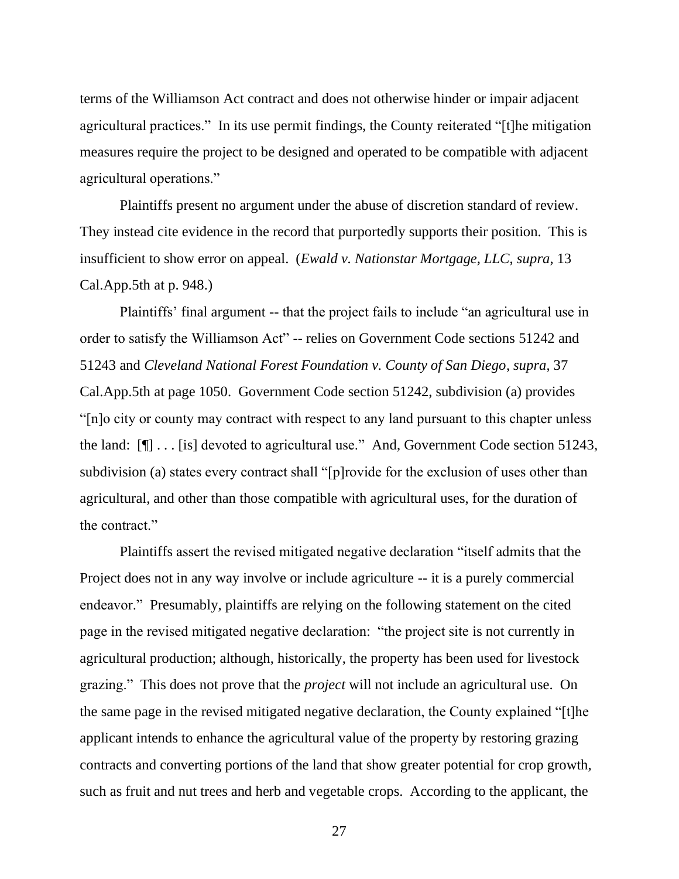terms of the Williamson Act contract and does not otherwise hinder or impair adjacent agricultural practices." In its use permit findings, the County reiterated "[t]he mitigation measures require the project to be designed and operated to be compatible with adjacent agricultural operations."

Plaintiffs present no argument under the abuse of discretion standard of review. They instead cite evidence in the record that purportedly supports their position. This is insufficient to show error on appeal. (*Ewald v. Nationstar Mortgage, LLC*, *supra*, 13 Cal.App.5th at p. 948.)

Plaintiffs' final argument -- that the project fails to include "an agricultural use in order to satisfy the Williamson Act" -- relies on Government Code sections 51242 and 51243 and *Cleveland National Forest Foundation v. County of San Diego*, *supra*, 37 Cal.App.5th at page 1050. Government Code section 51242, subdivision (a) provides "[n]o city or county may contract with respect to any land pursuant to this chapter unless the land: [¶] . . . [is] devoted to agricultural use." And, Government Code section 51243, subdivision (a) states every contract shall "[p]rovide for the exclusion of uses other than agricultural, and other than those compatible with agricultural uses, for the duration of the contract."

Plaintiffs assert the revised mitigated negative declaration "itself admits that the Project does not in any way involve or include agriculture -- it is a purely commercial endeavor." Presumably, plaintiffs are relying on the following statement on the cited page in the revised mitigated negative declaration: "the project site is not currently in agricultural production; although, historically, the property has been used for livestock grazing." This does not prove that the *project* will not include an agricultural use. On the same page in the revised mitigated negative declaration, the County explained "[t]he applicant intends to enhance the agricultural value of the property by restoring grazing contracts and converting portions of the land that show greater potential for crop growth, such as fruit and nut trees and herb and vegetable crops. According to the applicant, the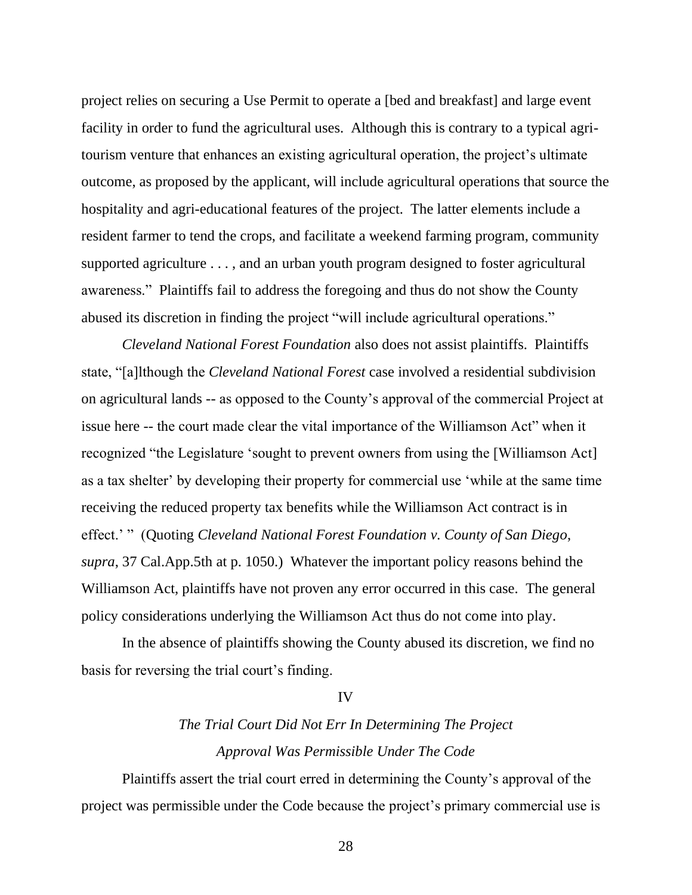project relies on securing a Use Permit to operate a [bed and breakfast] and large event facility in order to fund the agricultural uses. Although this is contrary to a typical agri-tourism venture that enhances an existing agricultural operation, the project's ultimate outcome, as proposed by the applicant, will include agricultural operations that source the hospitality and agri-educational features of the project. The latter elements include a resident farmer to tend the crops, and facilitate a weekend farming program, community supported agriculture . . . , and an urban youth program designed to foster agricultural awareness." Plaintiffs fail to address the foregoing and thus do not show the County abused its discretion in finding the project "will include agricultural operations."

*Cleveland National Forest Foundation* also does not assist plaintiffs. Plaintiffs state, "[a]lthough the *Cleveland National Forest* case involved a residential subdivision on agricultural lands -- as opposed to the County's approval of the commercial Project at issue here -- the court made clear the vital importance of the Williamson Act" when it recognized "the Legislature 'sought to prevent owners from using the [Williamson Act] as a tax shelter' by developing their property for commercial use 'while at the same time receiving the reduced property tax benefits while the Williamson Act contract is in effect.' " (Quoting *Cleveland National Forest Foundation v. County of San Diego*, *supra*, 37 Cal.App.5th at p. 1050.) Whatever the important policy reasons behind the Williamson Act, plaintiffs have not proven any error occurred in this case. The general policy considerations underlying the Williamson Act thus do not come into play.

In the absence of plaintiffs showing the County abused its discretion, we find no basis for reversing the trial court's finding.

## IV

### *The Trial Court Did Not Err In Determining The Project Approval Was Permissible Under The Code*

Plaintiffs assert the trial court erred in determining the County's approval of the project was permissible under the Code because the project's primary commercial use is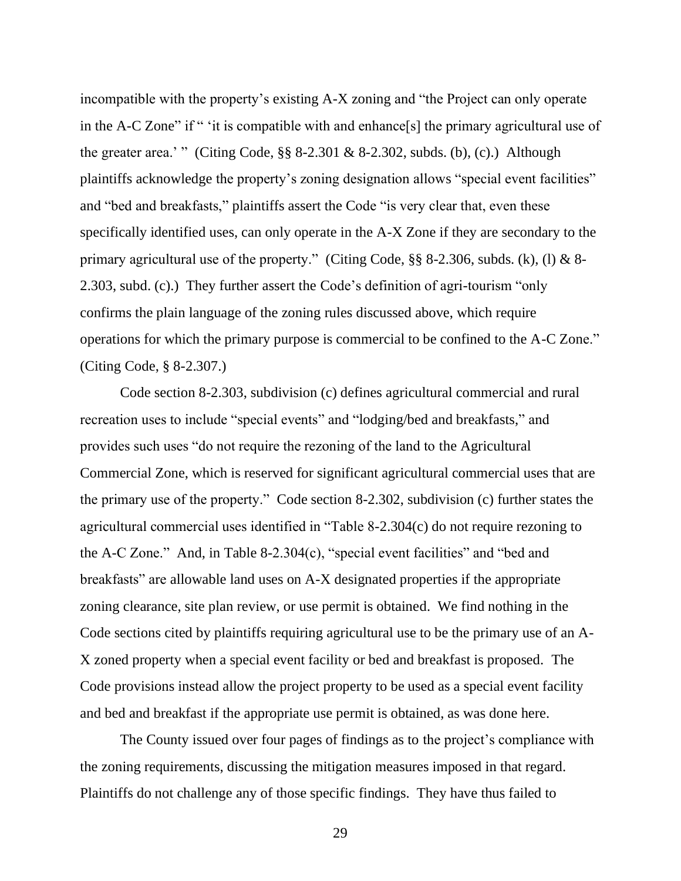incompatible with the property's existing A-X zoning and "the Project can only operate in the A-C Zone" if " 'it is compatible with and enhance[s] the primary agricultural use of the greater area.' " (Citing Code, §§ 8-2.301 & 8-2.302, subds. (b), (c).) Although plaintiffs acknowledge the property's zoning designation allows "special event facilities" and "bed and breakfasts," plaintiffs assert the Code "is very clear that, even these specifically identified uses, can only operate in the A-X Zone if they are secondary to the primary agricultural use of the property." (Citing Code, §§ 8-2.306, subds. (k), (l) & 8-2.303, subd. (c).) They further assert the Code's definition of agri-tourism "only confirms the plain language of the zoning rules discussed above, which require operations for which the primary purpose is commercial to be confined to the A-C Zone." (Citing Code, § 8-2.307.)

Code section 8-2.303, subdivision (c) defines agricultural commercial and rural recreation uses to include "special events" and "lodging/bed and breakfasts," and provides such uses "do not require the rezoning of the land to the Agricultural Commercial Zone, which is reserved for significant agricultural commercial uses that are the primary use of the property." Code section 8-2.302, subdivision (c) further states the agricultural commercial uses identified in "Table 8-2.304(c) do not require rezoning to the A-C Zone." And, in Table 8-2.304(c), "special event facilities" and "bed and breakfasts" are allowable land uses on A-X designated properties if the appropriate zoning clearance, site plan review, or use permit is obtained. We find nothing in the Code sections cited by plaintiffs requiring agricultural use to be the primary use of an A-X zoned property when a special event facility or bed and breakfast is proposed. The Code provisions instead allow the project property to be used as a special event facility and bed and breakfast if the appropriate use permit is obtained, as was done here.

The County issued over four pages of findings as to the project's compliance with the zoning requirements, discussing the mitigation measures imposed in that regard. Plaintiffs do not challenge any of those specific findings. They have thus failed to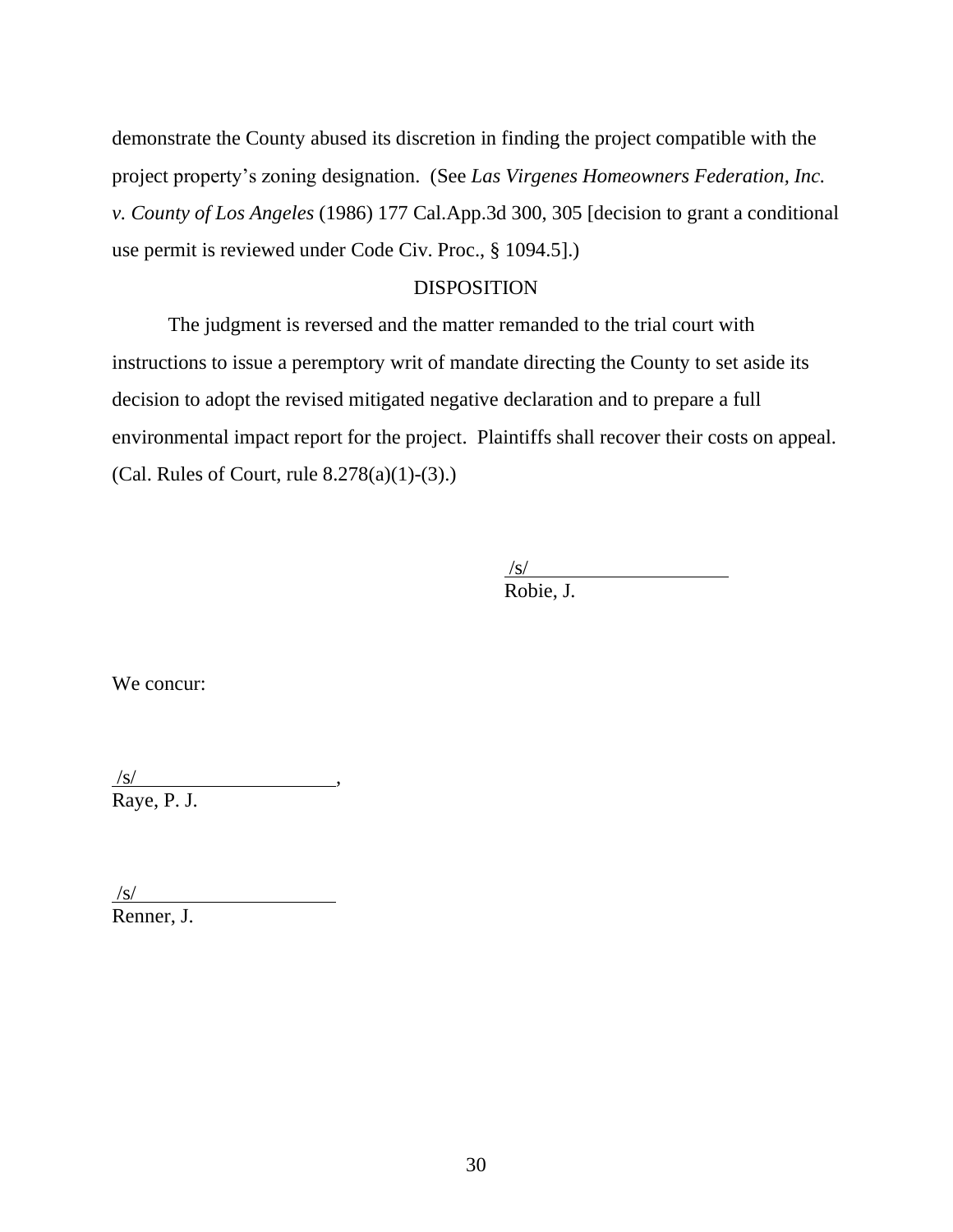demonstrate the County abused its discretion in finding the project compatible with the project property's zoning designation. (See *Las Virgenes Homeowners Federation, Inc. v. County of Los Angeles* (1986) 177 Cal.App.3d 300, 305 [decision to grant a conditional use permit is reviewed under Code Civ. Proc., § 1094.5].)

## DISPOSITION

The judgment is reversed and the matter remanded to the trial court with instructions to issue a peremptory writ of mandate directing the County to set aside its decision to adopt the revised mitigated negative declaration and to prepare a full environmental impact report for the project. Plaintiffs shall recover their costs on appeal. (Cal. Rules of Court, rule 8.278(a)(1)-(3).)

/s/
Robie, J.

We concur:

/s/ ,
Raye, P. J.

/s/
Renner, J.